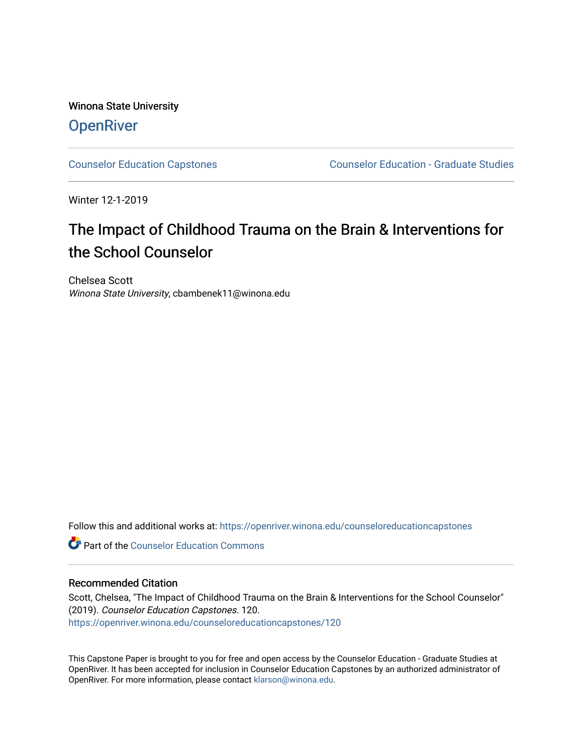Winona State University

# OpenRiver

Counselor Education Capstones | Counselor Education - Graduate Studies

Winter 12-1-2019

# The Impact of Childhood Trauma on the Brain & Interventions for the School Counselor

Chelsea Scott
*Winona State University*, cbambenek11@winona.edu

Follow this and additional works at: https://openriver.winona.edu/counseloreducationcapstones

Part of the Counselor Education Commons

## Recommended Citation

Scott, Chelsea, "The Impact of Childhood Trauma on the Brain & Interventions for the School Counselor" (2019). *Counselor Education Capstones*. 120.
https://openriver.winona.edu/counseloreducationcapstones/120

This Capstone Paper is brought to you for free and open access by the Counselor Education - Graduate Studies at OpenRiver. It has been accepted for inclusion in Counselor Education Capstones by an authorized administrator of OpenRiver. For more information, please contact klarson@winona.edu.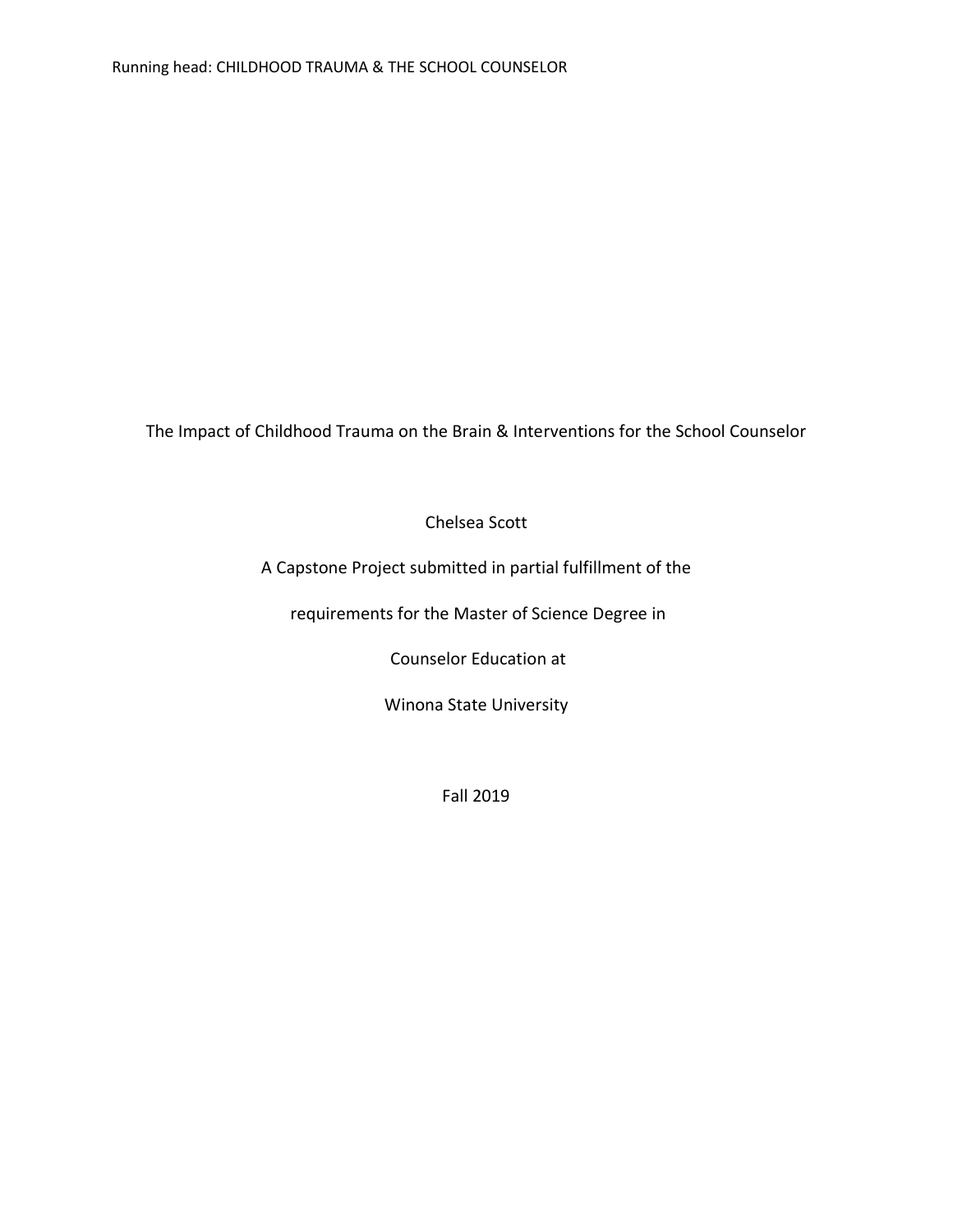The Impact of Childhood Trauma on the Brain & Interventions for the School Counselor

Chelsea Scott

A Capstone Project submitted in partial fulfillment of the

requirements for the Master of Science Degree in

Counselor Education at

Winona State University

Fall 2019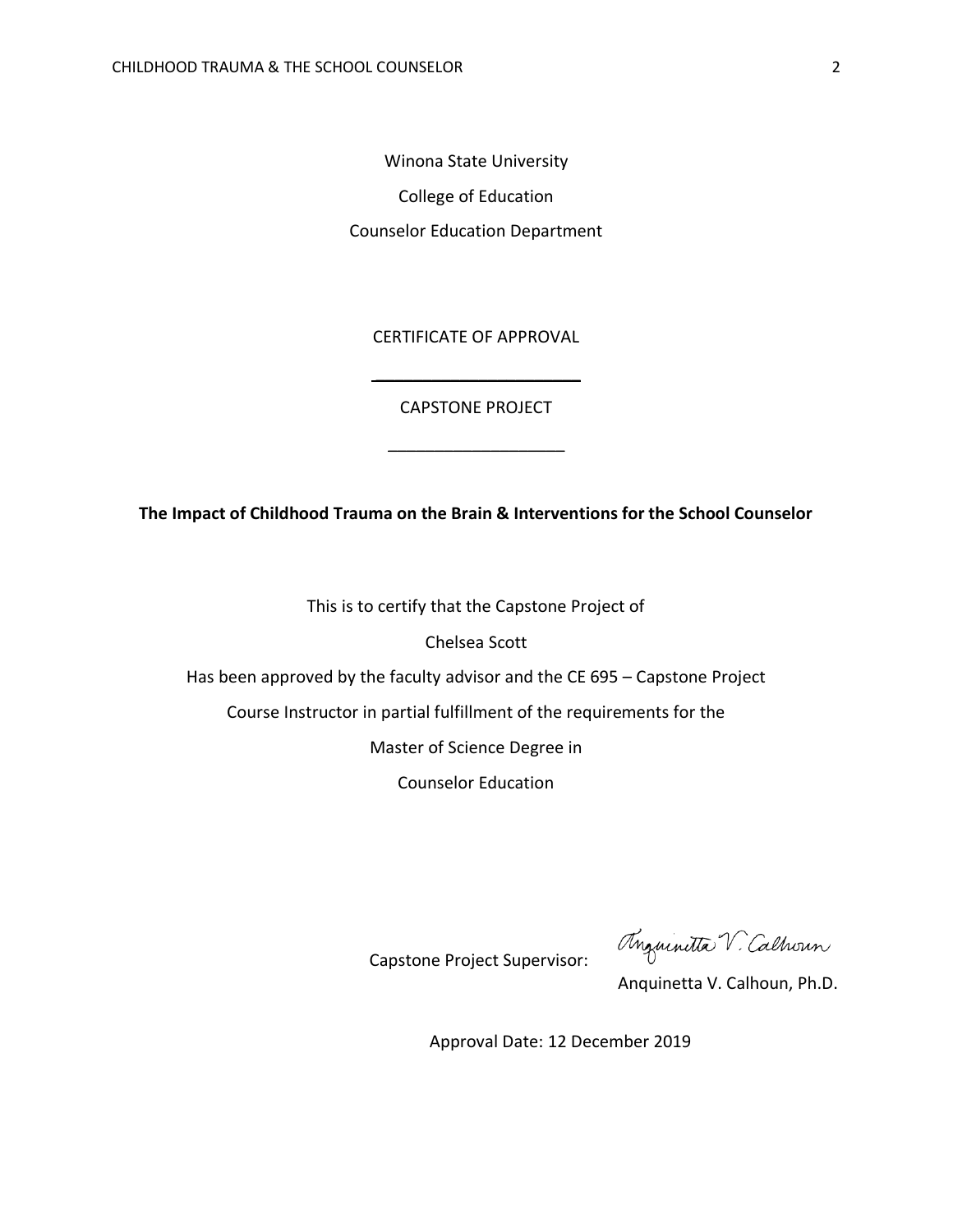Winona State University

College of Education

Counselor Education Department

CERTIFICATE OF APPROVAL

___________________

CAPSTONE PROJECT

___________________

**The Impact of Childhood Trauma on the Brain & Interventions for the School Counselor**

This is to certify that the Capstone Project of

Chelsea Scott

Has been approved by the faculty advisor and the CE 695 – Capstone Project

Course Instructor in partial fulfillment of the requirements for the

Master of Science Degree in

Counselor Education

Capstone Project Supervisor: Anquinetta V. Calhoun

Anquinetta V. Calhoun, Ph.D.

Approval Date: 12 December 2019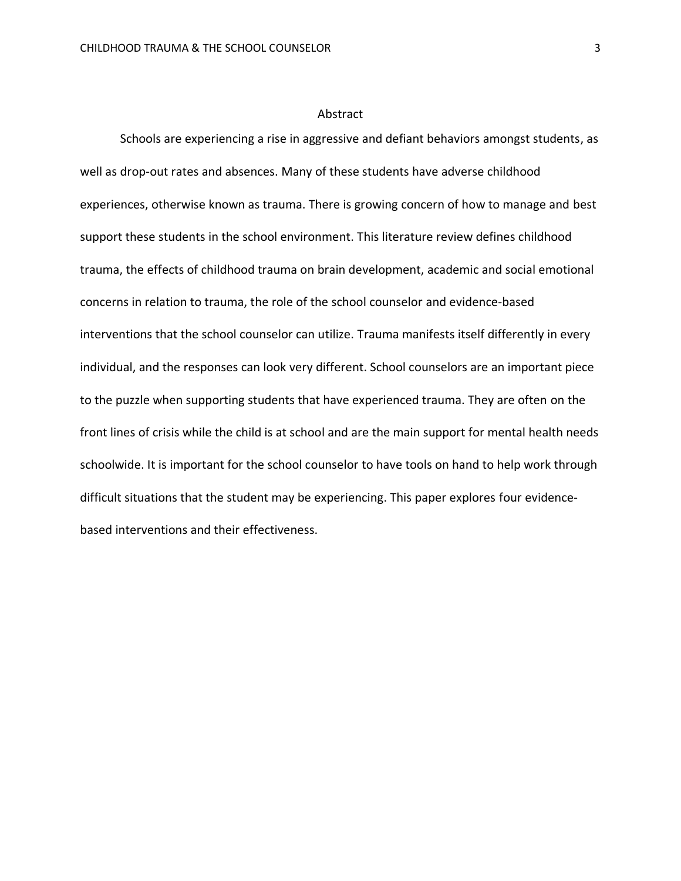# Abstract

Schools are experiencing a rise in aggressive and defiant behaviors amongst students, as well as drop-out rates and absences. Many of these students have adverse childhood experiences, otherwise known as trauma. There is growing concern of how to manage and best support these students in the school environment. This literature review defines childhood trauma, the effects of childhood trauma on brain development, academic and social emotional concerns in relation to trauma, the role of the school counselor and evidence-based interventions that the school counselor can utilize. Trauma manifests itself differently in every individual, and the responses can look very different. School counselors are an important piece to the puzzle when supporting students that have experienced trauma. They are often on the front lines of crisis while the child is at school and are the main support for mental health needs schoolwide. It is important for the school counselor to have tools on hand to help work through difficult situations that the student may be experiencing. This paper explores four evidence-based interventions and their effectiveness.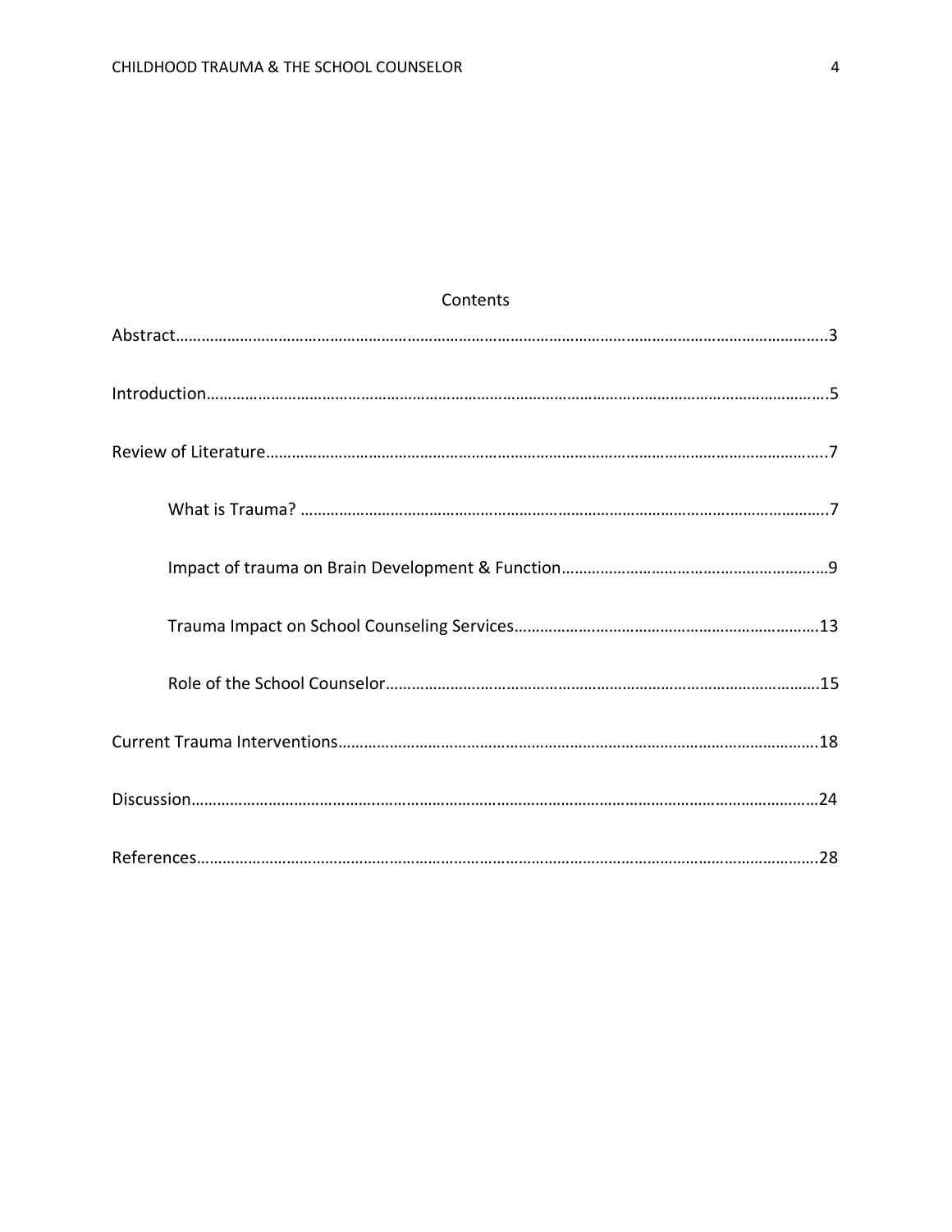# Contents

Abstract……………………………………………………………………………………………………………………………..3

Introduction……………………………………………………………………………………………………………………….5

Review of Literature………………………………………………………………………………………………………….7

  What is Trauma? ……………………………………………………………………………………………………..7

  Impact of trauma on Brain Development & Function…………………………………………………..9

  Trauma Impact on School Counseling Services……………………………………………………………13

  Role of the School Counselor……………………………………………………………………………………15

Current Trauma Interventions…………………………………………………………………………………………18

Discussion…………………………………………………………………………………………………………………………24

References………………………………………………………………………………………………………………………..28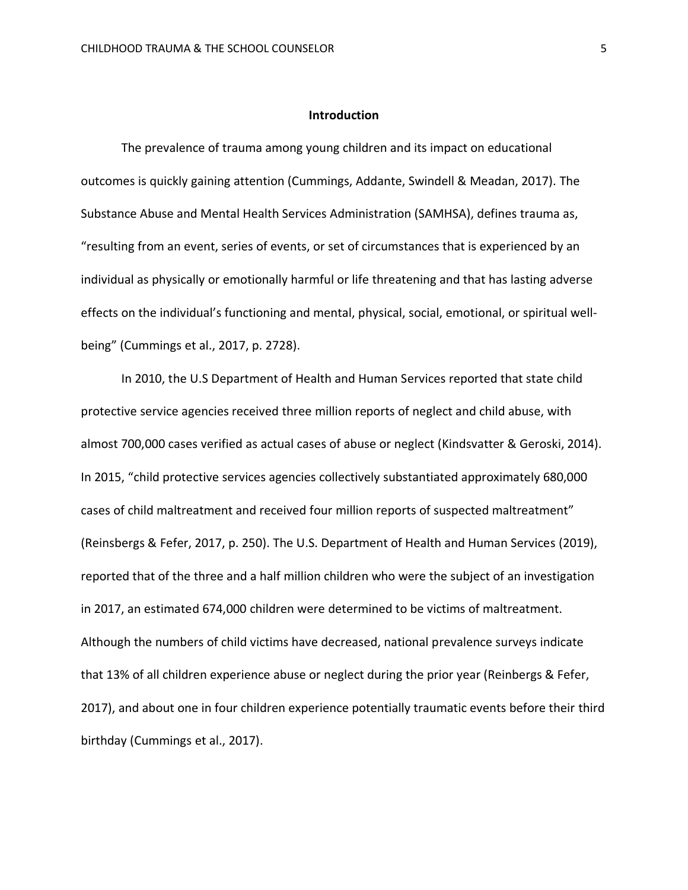## Introduction

The prevalence of trauma among young children and its impact on educational outcomes is quickly gaining attention (Cummings, Addante, Swindell & Meadan, 2017). The Substance Abuse and Mental Health Services Administration (SAMHSA), defines trauma as, "resulting from an event, series of events, or set of circumstances that is experienced by an individual as physically or emotionally harmful or life threatening and that has lasting adverse effects on the individual's functioning and mental, physical, social, emotional, or spiritual well-being" (Cummings et al., 2017, p. 2728).

In 2010, the U.S Department of Health and Human Services reported that state child protective service agencies received three million reports of neglect and child abuse, with almost 700,000 cases verified as actual cases of abuse or neglect (Kindsvatter & Geroski, 2014). In 2015, "child protective services agencies collectively substantiated approximately 680,000 cases of child maltreatment and received four million reports of suspected maltreatment" (Reinsbergs & Fefer, 2017, p. 250). The U.S. Department of Health and Human Services (2019), reported that of the three and a half million children who were the subject of an investigation in 2017, an estimated 674,000 children were determined to be victims of maltreatment. Although the numbers of child victims have decreased, national prevalence surveys indicate that 13% of all children experience abuse or neglect during the prior year (Reinbergs & Fefer, 2017), and about one in four children experience potentially traumatic events before their third birthday (Cummings et al., 2017).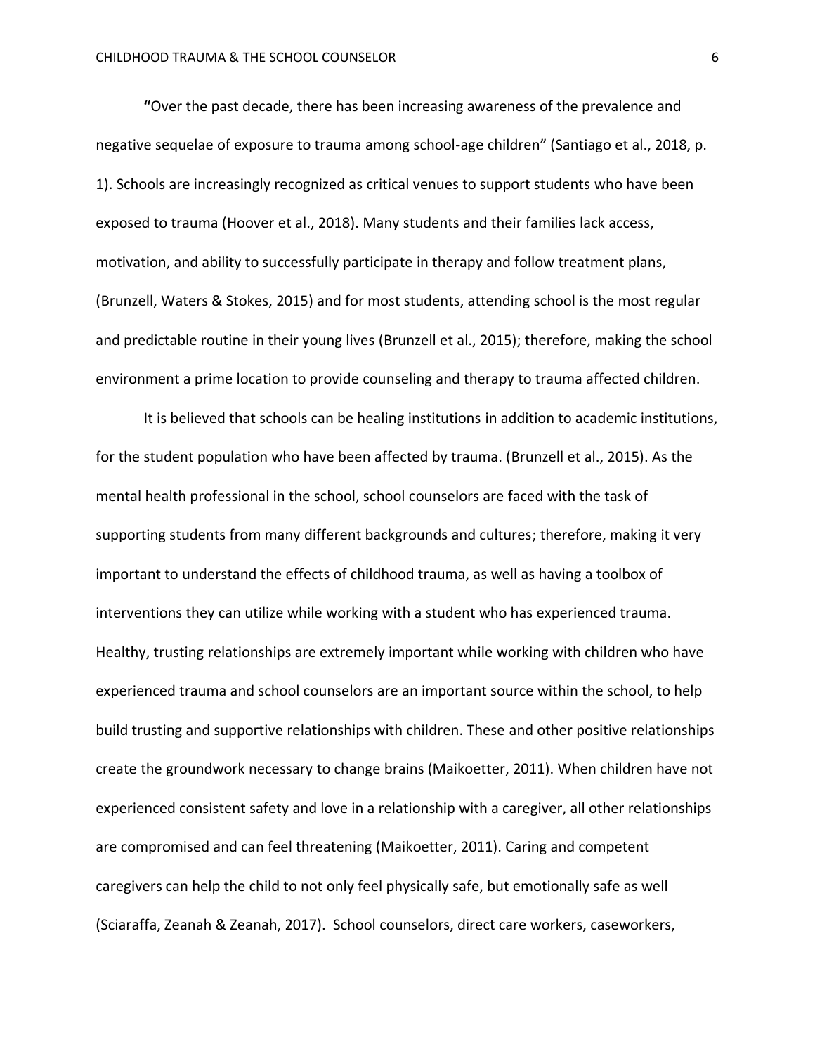"Over the past decade, there has been increasing awareness of the prevalence and negative sequelae of exposure to trauma among school-age children" (Santiago et al., 2018, p. 1). Schools are increasingly recognized as critical venues to support students who have been exposed to trauma (Hoover et al., 2018). Many students and their families lack access, motivation, and ability to successfully participate in therapy and follow treatment plans, (Brunzell, Waters & Stokes, 2015) and for most students, attending school is the most regular and predictable routine in their young lives (Brunzell et al., 2015); therefore, making the school environment a prime location to provide counseling and therapy to trauma affected children.

It is believed that schools can be healing institutions in addition to academic institutions, for the student population who have been affected by trauma. (Brunzell et al., 2015). As the mental health professional in the school, school counselors are faced with the task of supporting students from many different backgrounds and cultures; therefore, making it very important to understand the effects of childhood trauma, as well as having a toolbox of interventions they can utilize while working with a student who has experienced trauma. Healthy, trusting relationships are extremely important while working with children who have experienced trauma and school counselors are an important source within the school, to help build trusting and supportive relationships with children. These and other positive relationships create the groundwork necessary to change brains (Maikoetter, 2011). When children have not experienced consistent safety and love in a relationship with a caregiver, all other relationships are compromised and can feel threatening (Maikoetter, 2011). Caring and competent caregivers can help the child to not only feel physically safe, but emotionally safe as well (Sciaraffa, Zeanah & Zeanah, 2017). School counselors, direct care workers, caseworkers,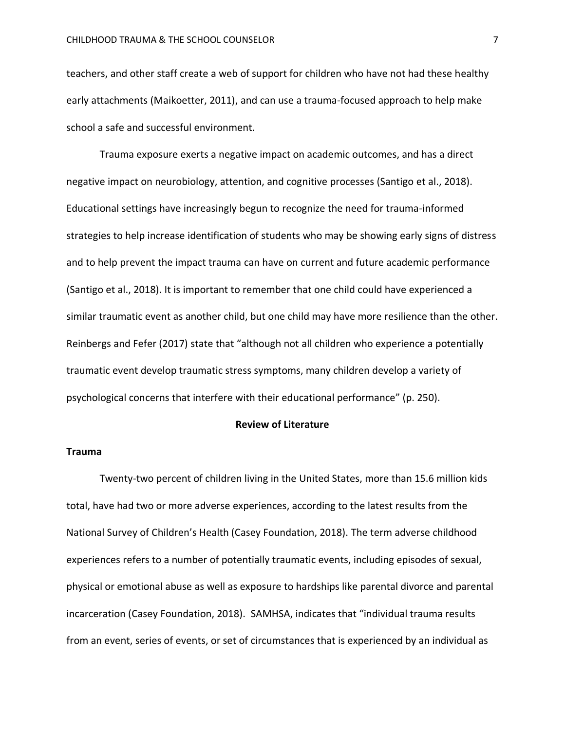teachers, and other staff create a web of support for children who have not had these healthy early attachments (Maikoetter, 2011), and can use a trauma-focused approach to help make school a safe and successful environment.

Trauma exposure exerts a negative impact on academic outcomes, and has a direct negative impact on neurobiology, attention, and cognitive processes (Santigo et al., 2018). Educational settings have increasingly begun to recognize the need for trauma-informed strategies to help increase identification of students who may be showing early signs of distress and to help prevent the impact trauma can have on current and future academic performance (Santigo et al., 2018). It is important to remember that one child could have experienced a similar traumatic event as another child, but one child may have more resilience than the other. Reinbergs and Fefer (2017) state that "although not all children who experience a potentially traumatic event develop traumatic stress symptoms, many children develop a variety of psychological concerns that interfere with their educational performance" (p. 250).

## Review of Literature

### Trauma

Twenty-two percent of children living in the United States, more than 15.6 million kids total, have had two or more adverse experiences, according to the latest results from the National Survey of Children's Health (Casey Foundation, 2018). The term adverse childhood experiences refers to a number of potentially traumatic events, including episodes of sexual, physical or emotional abuse as well as exposure to hardships like parental divorce and parental incarceration (Casey Foundation, 2018). SAMHSA, indicates that "individual trauma results from an event, series of events, or set of circumstances that is experienced by an individual as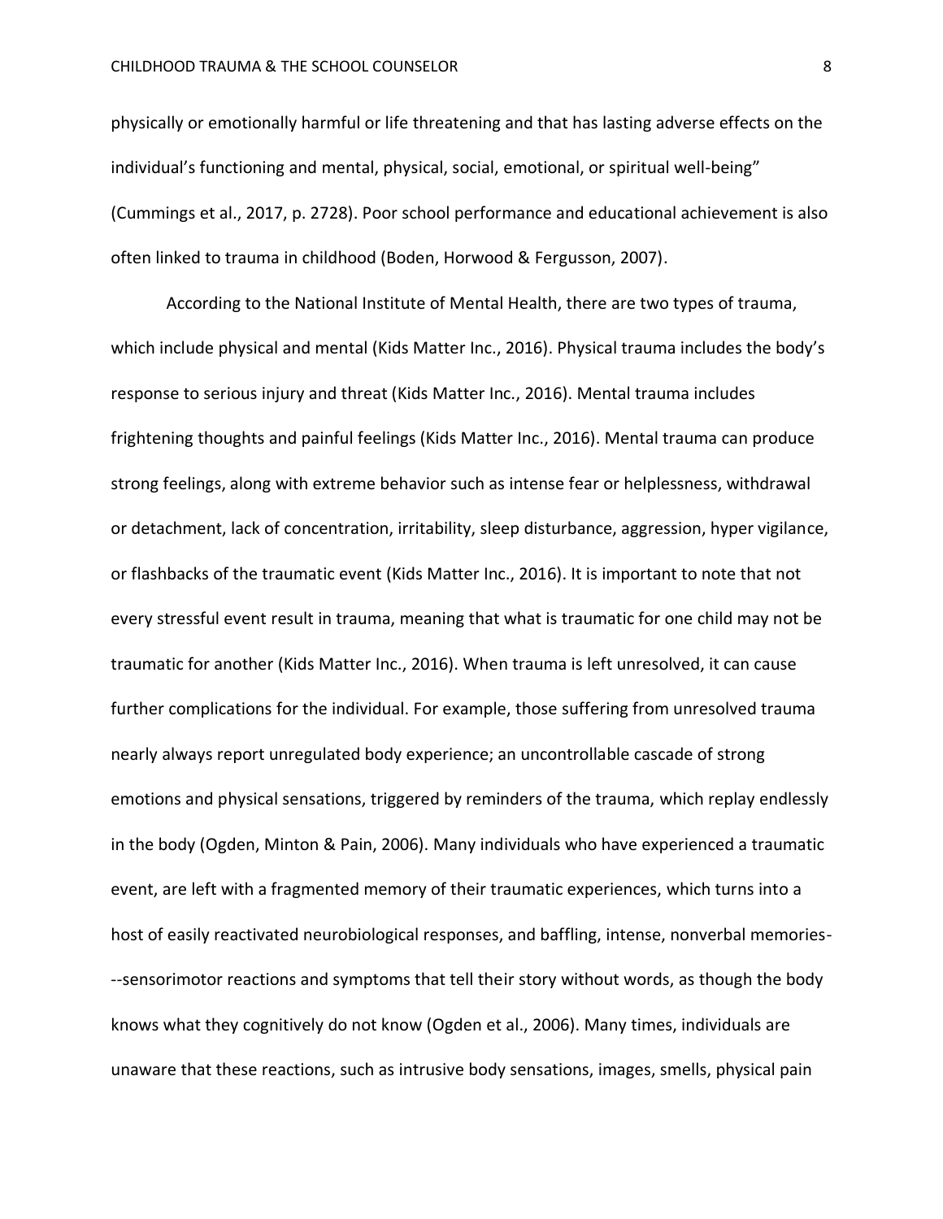physically or emotionally harmful or life threatening and that has lasting adverse effects on the individual's functioning and mental, physical, social, emotional, or spiritual well-being" (Cummings et al., 2017, p. 2728). Poor school performance and educational achievement is also often linked to trauma in childhood (Boden, Horwood & Fergusson, 2007).

According to the National Institute of Mental Health, there are two types of trauma, which include physical and mental (Kids Matter Inc., 2016). Physical trauma includes the body's response to serious injury and threat (Kids Matter Inc., 2016). Mental trauma includes frightening thoughts and painful feelings (Kids Matter Inc., 2016). Mental trauma can produce strong feelings, along with extreme behavior such as intense fear or helplessness, withdrawal or detachment, lack of concentration, irritability, sleep disturbance, aggression, hyper vigilance, or flashbacks of the traumatic event (Kids Matter Inc., 2016). It is important to note that not every stressful event result in trauma, meaning that what is traumatic for one child may not be traumatic for another (Kids Matter Inc., 2016). When trauma is left unresolved, it can cause further complications for the individual. For example, those suffering from unresolved trauma nearly always report unregulated body experience; an uncontrollable cascade of strong emotions and physical sensations, triggered by reminders of the trauma, which replay endlessly in the body (Ogden, Minton & Pain, 2006). Many individuals who have experienced a traumatic event, are left with a fragmented memory of their traumatic experiences, which turns into a host of easily reactivated neurobiological responses, and baffling, intense, nonverbal memories---sensorimotor reactions and symptoms that tell their story without words, as though the body knows what they cognitively do not know (Ogden et al., 2006). Many times, individuals are unaware that these reactions, such as intrusive body sensations, images, smells, physical pain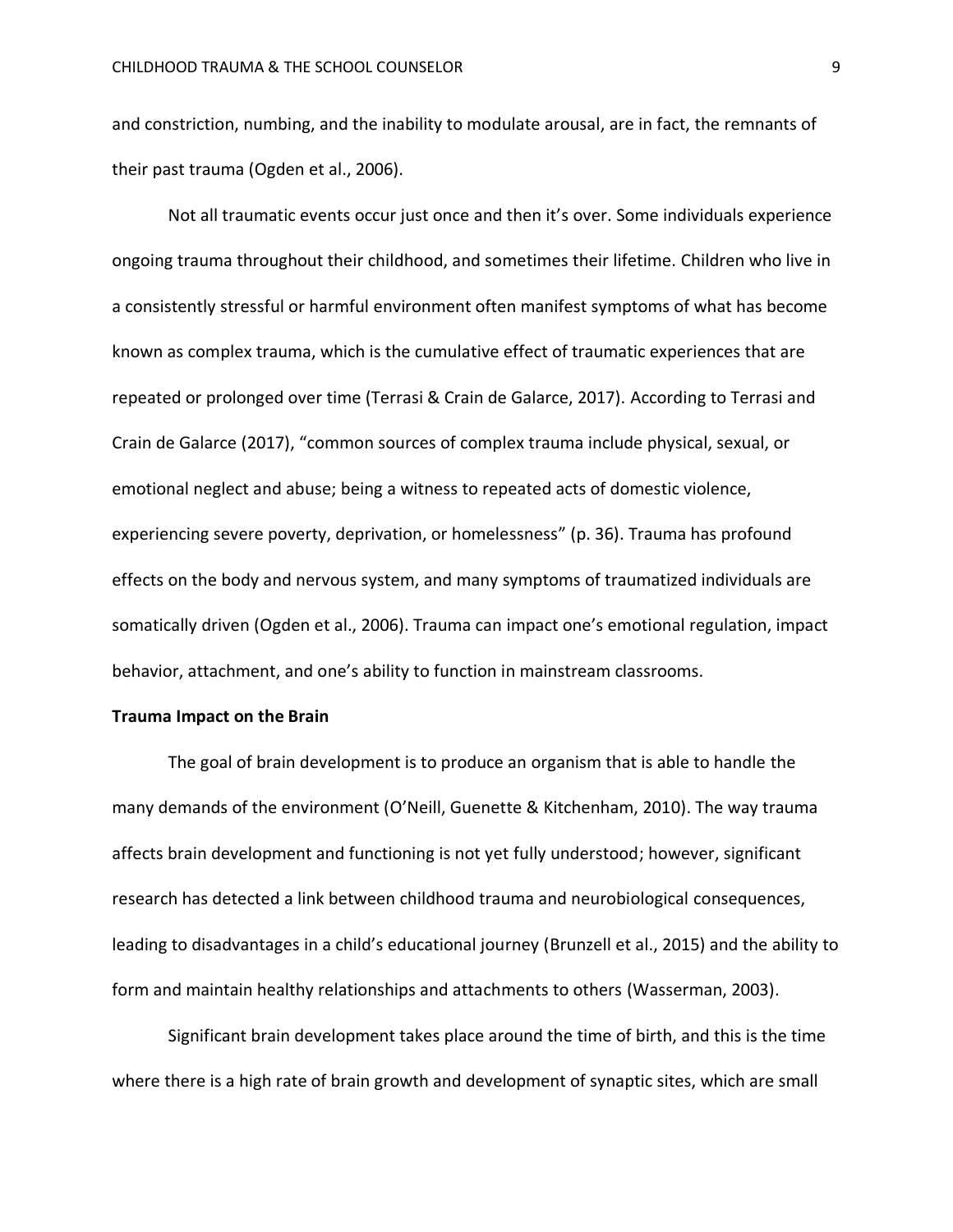and constriction, numbing, and the inability to modulate arousal, are in fact, the remnants of their past trauma (Ogden et al., 2006).

Not all traumatic events occur just once and then it's over. Some individuals experience ongoing trauma throughout their childhood, and sometimes their lifetime. Children who live in a consistently stressful or harmful environment often manifest symptoms of what has become known as complex trauma, which is the cumulative effect of traumatic experiences that are repeated or prolonged over time (Terrasi & Crain de Galarce, 2017). According to Terrasi and Crain de Galarce (2017), "common sources of complex trauma include physical, sexual, or emotional neglect and abuse; being a witness to repeated acts of domestic violence, experiencing severe poverty, deprivation, or homelessness" (p. 36). Trauma has profound effects on the body and nervous system, and many symptoms of traumatized individuals are somatically driven (Ogden et al., 2006). Trauma can impact one's emotional regulation, impact behavior, attachment, and one's ability to function in mainstream classrooms.

**Trauma Impact on the Brain**

The goal of brain development is to produce an organism that is able to handle the many demands of the environment (O'Neill, Guenette & Kitchenham, 2010). The way trauma affects brain development and functioning is not yet fully understood; however, significant research has detected a link between childhood trauma and neurobiological consequences, leading to disadvantages in a child's educational journey (Brunzell et al., 2015) and the ability to form and maintain healthy relationships and attachments to others (Wasserman, 2003).

Significant brain development takes place around the time of birth, and this is the time where there is a high rate of brain growth and development of synaptic sites, which are small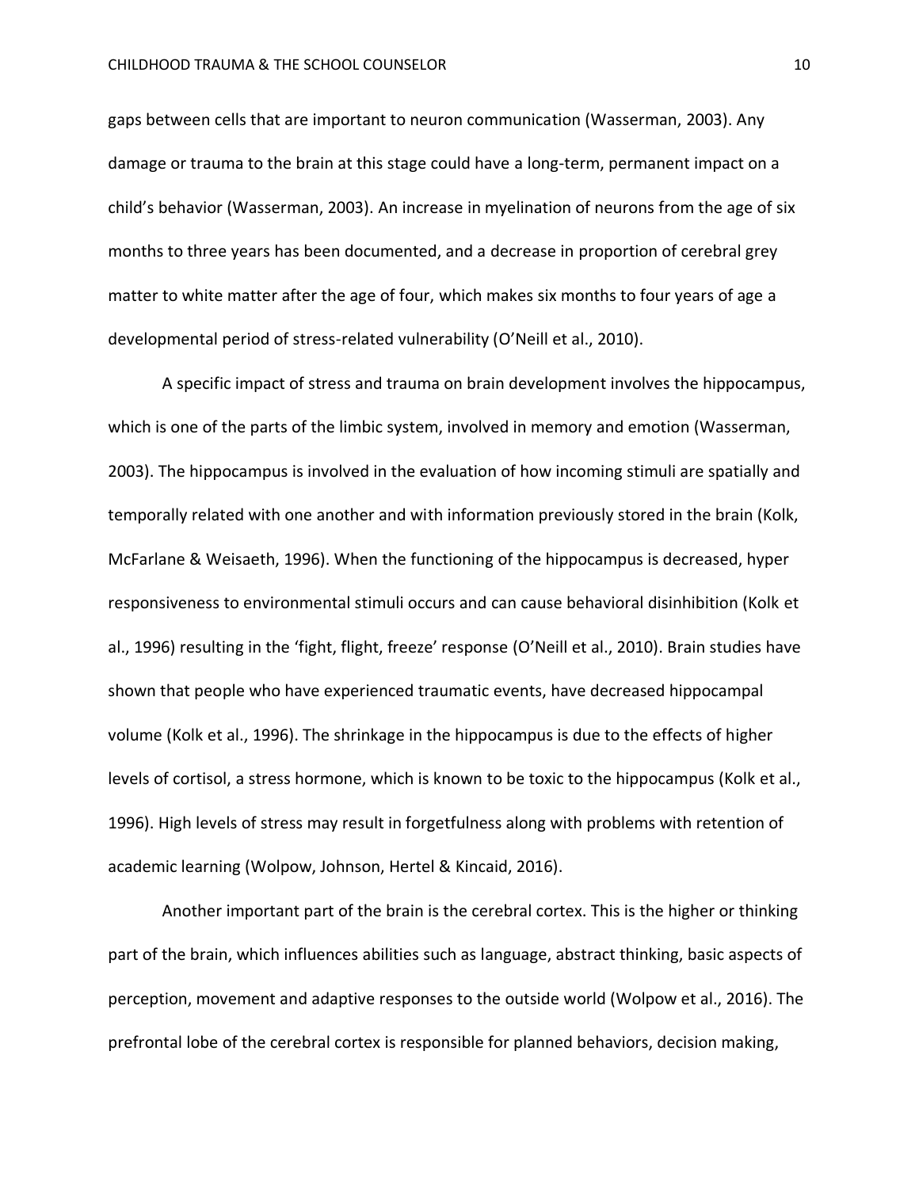gaps between cells that are important to neuron communication (Wasserman, 2003). Any damage or trauma to the brain at this stage could have a long-term, permanent impact on a child's behavior (Wasserman, 2003). An increase in myelination of neurons from the age of six months to three years has been documented, and a decrease in proportion of cerebral grey matter to white matter after the age of four, which makes six months to four years of age a developmental period of stress-related vulnerability (O'Neill et al., 2010).

A specific impact of stress and trauma on brain development involves the hippocampus, which is one of the parts of the limbic system, involved in memory and emotion (Wasserman, 2003). The hippocampus is involved in the evaluation of how incoming stimuli are spatially and temporally related with one another and with information previously stored in the brain (Kolk, McFarlane & Weisaeth, 1996). When the functioning of the hippocampus is decreased, hyper responsiveness to environmental stimuli occurs and can cause behavioral disinhibition (Kolk et al., 1996) resulting in the 'fight, flight, freeze' response (O'Neill et al., 2010). Brain studies have shown that people who have experienced traumatic events, have decreased hippocampal volume (Kolk et al., 1996). The shrinkage in the hippocampus is due to the effects of higher levels of cortisol, a stress hormone, which is known to be toxic to the hippocampus (Kolk et al., 1996). High levels of stress may result in forgetfulness along with problems with retention of academic learning (Wolpow, Johnson, Hertel & Kincaid, 2016).

Another important part of the brain is the cerebral cortex. This is the higher or thinking part of the brain, which influences abilities such as language, abstract thinking, basic aspects of perception, movement and adaptive responses to the outside world (Wolpow et al., 2016). The prefrontal lobe of the cerebral cortex is responsible for planned behaviors, decision making,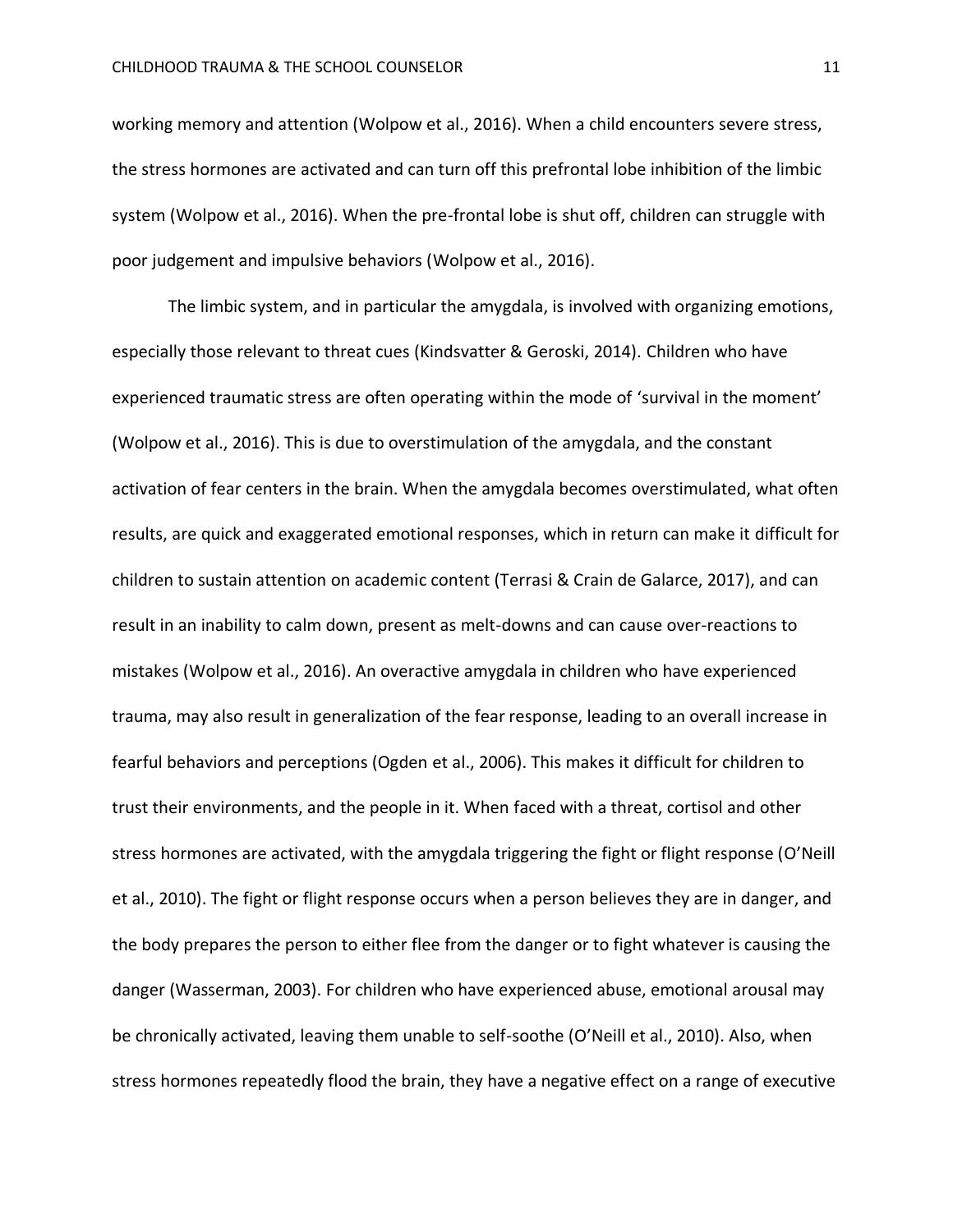working memory and attention (Wolpow et al., 2016). When a child encounters severe stress, the stress hormones are activated and can turn off this prefrontal lobe inhibition of the limbic system (Wolpow et al., 2016). When the pre-frontal lobe is shut off, children can struggle with poor judgement and impulsive behaviors (Wolpow et al., 2016).

The limbic system, and in particular the amygdala, is involved with organizing emotions, especially those relevant to threat cues (Kindsvatter & Geroski, 2014). Children who have experienced traumatic stress are often operating within the mode of 'survival in the moment' (Wolpow et al., 2016). This is due to overstimulation of the amygdala, and the constant activation of fear centers in the brain. When the amygdala becomes overstimulated, what often results, are quick and exaggerated emotional responses, which in return can make it difficult for children to sustain attention on academic content (Terrasi & Crain de Galarce, 2017), and can result in an inability to calm down, present as melt-downs and can cause over-reactions to mistakes (Wolpow et al., 2016). An overactive amygdala in children who have experienced trauma, may also result in generalization of the fear response, leading to an overall increase in fearful behaviors and perceptions (Ogden et al., 2006). This makes it difficult for children to trust their environments, and the people in it. When faced with a threat, cortisol and other stress hormones are activated, with the amygdala triggering the fight or flight response (O'Neill et al., 2010). The fight or flight response occurs when a person believes they are in danger, and the body prepares the person to either flee from the danger or to fight whatever is causing the danger (Wasserman, 2003). For children who have experienced abuse, emotional arousal may be chronically activated, leaving them unable to self-soothe (O'Neill et al., 2010). Also, when stress hormones repeatedly flood the brain, they have a negative effect on a range of executive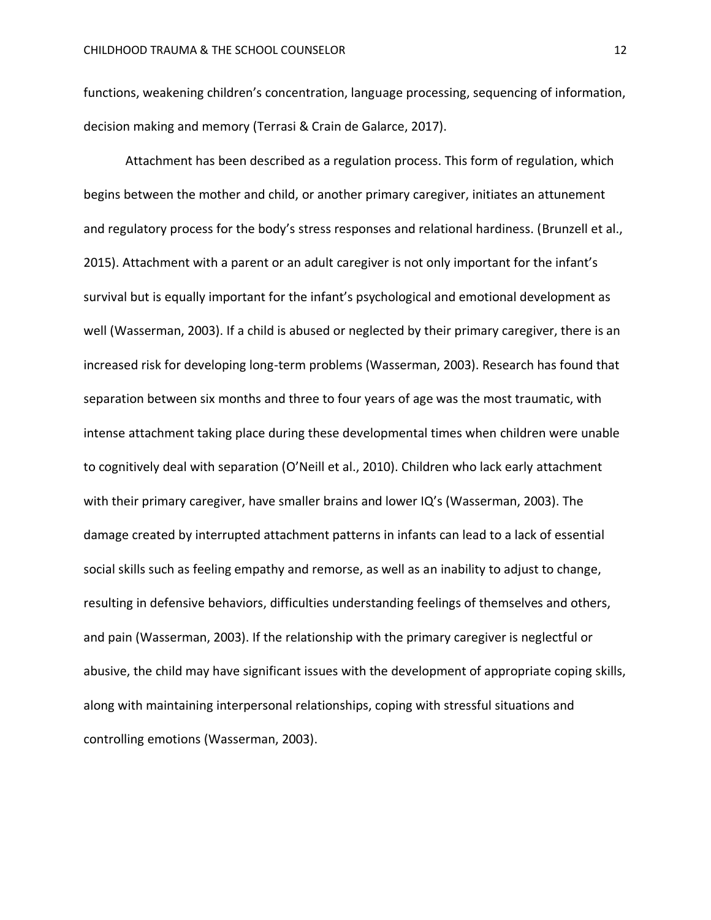functions, weakening children's concentration, language processing, sequencing of information, decision making and memory (Terrasi & Crain de Galarce, 2017).

Attachment has been described as a regulation process. This form of regulation, which begins between the mother and child, or another primary caregiver, initiates an attunement and regulatory process for the body's stress responses and relational hardiness. (Brunzell et al., 2015). Attachment with a parent or an adult caregiver is not only important for the infant's survival but is equally important for the infant's psychological and emotional development as well (Wasserman, 2003). If a child is abused or neglected by their primary caregiver, there is an increased risk for developing long-term problems (Wasserman, 2003). Research has found that separation between six months and three to four years of age was the most traumatic, with intense attachment taking place during these developmental times when children were unable to cognitively deal with separation (O'Neill et al., 2010). Children who lack early attachment with their primary caregiver, have smaller brains and lower IQ's (Wasserman, 2003). The damage created by interrupted attachment patterns in infants can lead to a lack of essential social skills such as feeling empathy and remorse, as well as an inability to adjust to change, resulting in defensive behaviors, difficulties understanding feelings of themselves and others, and pain (Wasserman, 2003). If the relationship with the primary caregiver is neglectful or abusive, the child may have significant issues with the development of appropriate coping skills, along with maintaining interpersonal relationships, coping with stressful situations and controlling emotions (Wasserman, 2003).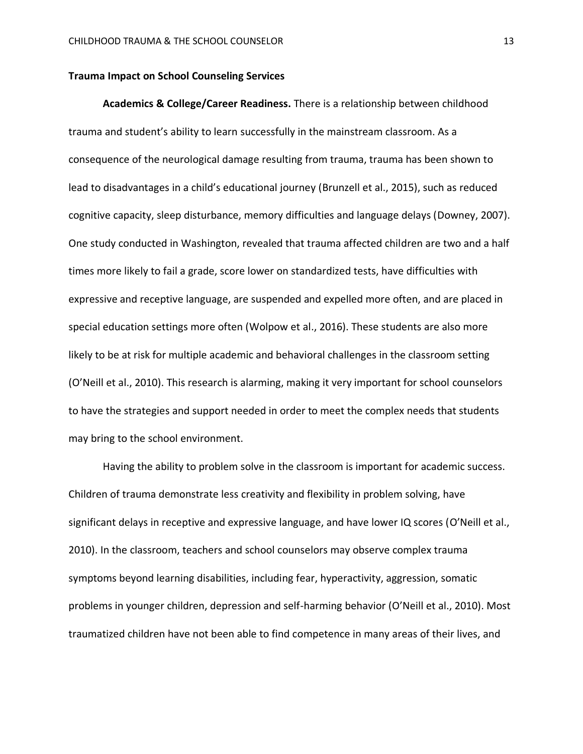## Trauma Impact on School Counseling Services

**Academics & College/Career Readiness.** There is a relationship between childhood trauma and student's ability to learn successfully in the mainstream classroom. As a consequence of the neurological damage resulting from trauma, trauma has been shown to lead to disadvantages in a child's educational journey (Brunzell et al., 2015), such as reduced cognitive capacity, sleep disturbance, memory difficulties and language delays (Downey, 2007). One study conducted in Washington, revealed that trauma affected children are two and a half times more likely to fail a grade, score lower on standardized tests, have difficulties with expressive and receptive language, are suspended and expelled more often, and are placed in special education settings more often (Wolpow et al., 2016). These students are also more likely to be at risk for multiple academic and behavioral challenges in the classroom setting (O'Neill et al., 2010). This research is alarming, making it very important for school counselors to have the strategies and support needed in order to meet the complex needs that students may bring to the school environment.

Having the ability to problem solve in the classroom is important for academic success. Children of trauma demonstrate less creativity and flexibility in problem solving, have significant delays in receptive and expressive language, and have lower IQ scores (O'Neill et al., 2010). In the classroom, teachers and school counselors may observe complex trauma symptoms beyond learning disabilities, including fear, hyperactivity, aggression, somatic problems in younger children, depression and self-harming behavior (O'Neill et al., 2010). Most traumatized children have not been able to find competence in many areas of their lives, and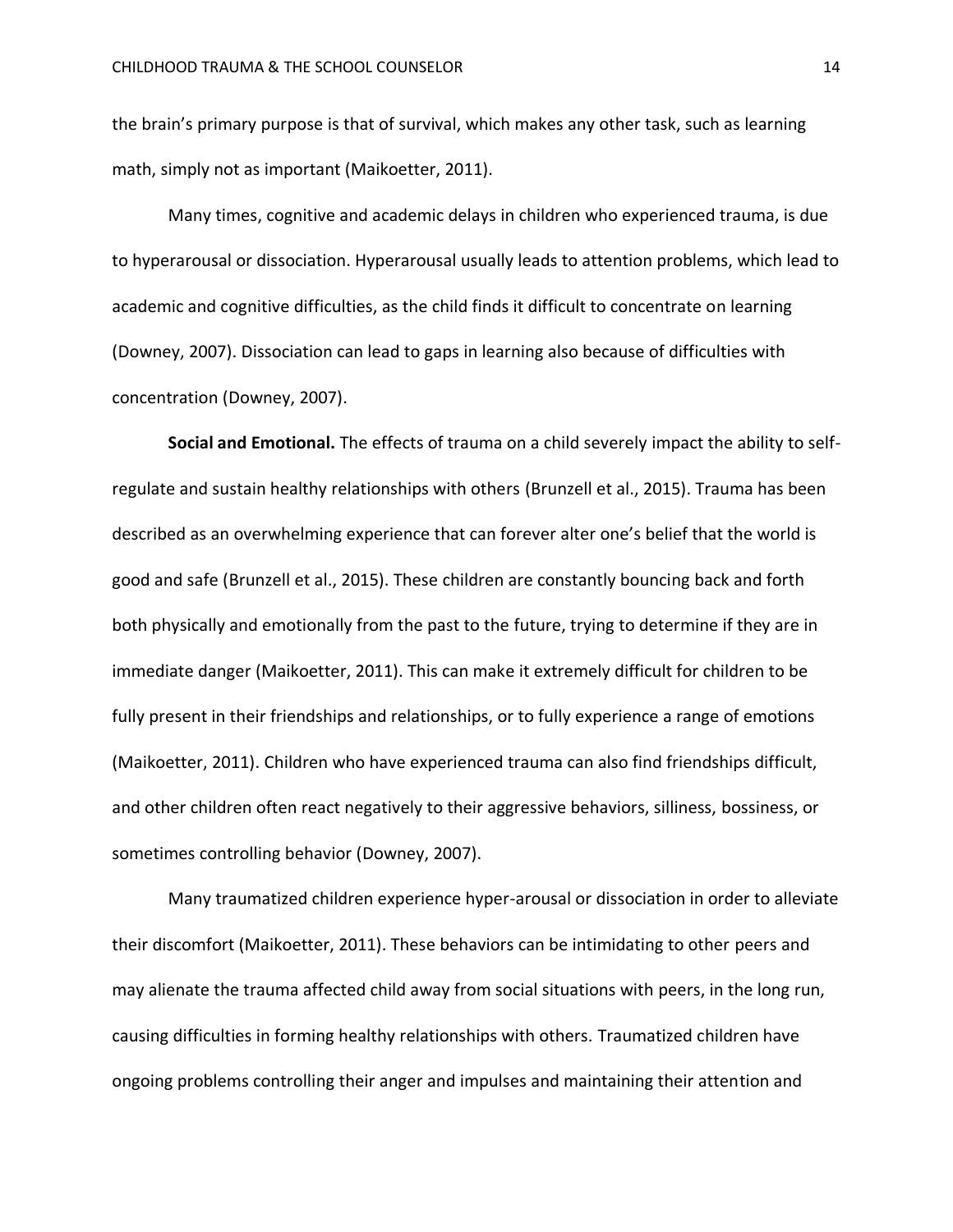the brain's primary purpose is that of survival, which makes any other task, such as learning math, simply not as important (Maikoetter, 2011).

Many times, cognitive and academic delays in children who experienced trauma, is due to hyperarousal or dissociation. Hyperarousal usually leads to attention problems, which lead to academic and cognitive difficulties, as the child finds it difficult to concentrate on learning (Downey, 2007). Dissociation can lead to gaps in learning also because of difficulties with concentration (Downey, 2007).

**Social and Emotional.** The effects of trauma on a child severely impact the ability to self-regulate and sustain healthy relationships with others (Brunzell et al., 2015). Trauma has been described as an overwhelming experience that can forever alter one's belief that the world is good and safe (Brunzell et al., 2015). These children are constantly bouncing back and forth both physically and emotionally from the past to the future, trying to determine if they are in immediate danger (Maikoetter, 2011). This can make it extremely difficult for children to be fully present in their friendships and relationships, or to fully experience a range of emotions (Maikoetter, 2011). Children who have experienced trauma can also find friendships difficult, and other children often react negatively to their aggressive behaviors, silliness, bossiness, or sometimes controlling behavior (Downey, 2007).

Many traumatized children experience hyper-arousal or dissociation in order to alleviate their discomfort (Maikoetter, 2011). These behaviors can be intimidating to other peers and may alienate the trauma affected child away from social situations with peers, in the long run, causing difficulties in forming healthy relationships with others. Traumatized children have ongoing problems controlling their anger and impulses and maintaining their attention and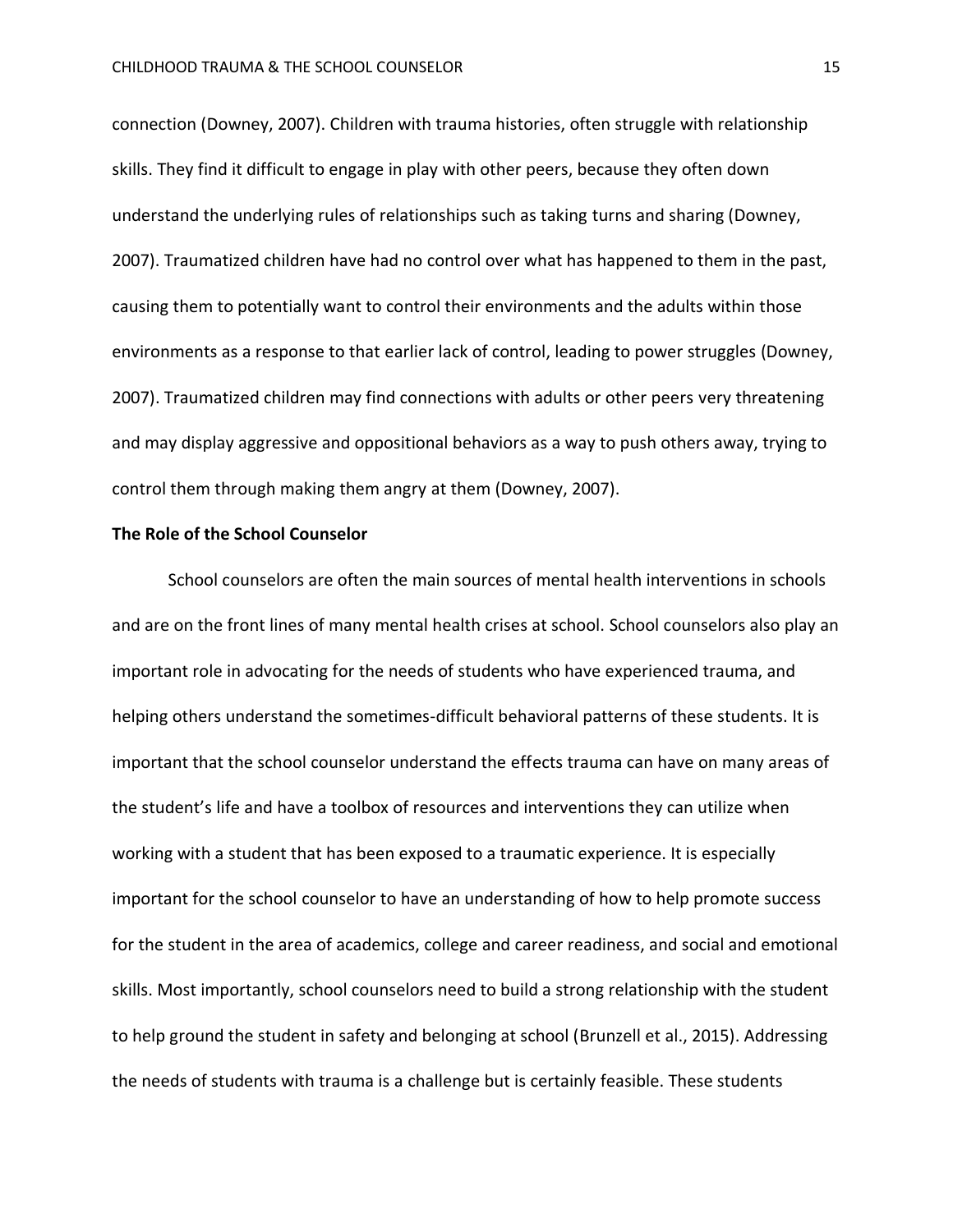connection (Downey, 2007). Children with trauma histories, often struggle with relationship skills. They find it difficult to engage in play with other peers, because they often down understand the underlying rules of relationships such as taking turns and sharing (Downey, 2007). Traumatized children have had no control over what has happened to them in the past, causing them to potentially want to control their environments and the adults within those environments as a response to that earlier lack of control, leading to power struggles (Downey, 2007). Traumatized children may find connections with adults or other peers very threatening and may display aggressive and oppositional behaviors as a way to push others away, trying to control them through making them angry at them (Downey, 2007).

**The Role of the School Counselor**

School counselors are often the main sources of mental health interventions in schools and are on the front lines of many mental health crises at school. School counselors also play an important role in advocating for the needs of students who have experienced trauma, and helping others understand the sometimes-difficult behavioral patterns of these students. It is important that the school counselor understand the effects trauma can have on many areas of the student's life and have a toolbox of resources and interventions they can utilize when working with a student that has been exposed to a traumatic experience. It is especially important for the school counselor to have an understanding of how to help promote success for the student in the area of academics, college and career readiness, and social and emotional skills. Most importantly, school counselors need to build a strong relationship with the student to help ground the student in safety and belonging at school (Brunzell et al., 2015). Addressing the needs of students with trauma is a challenge but is certainly feasible. These students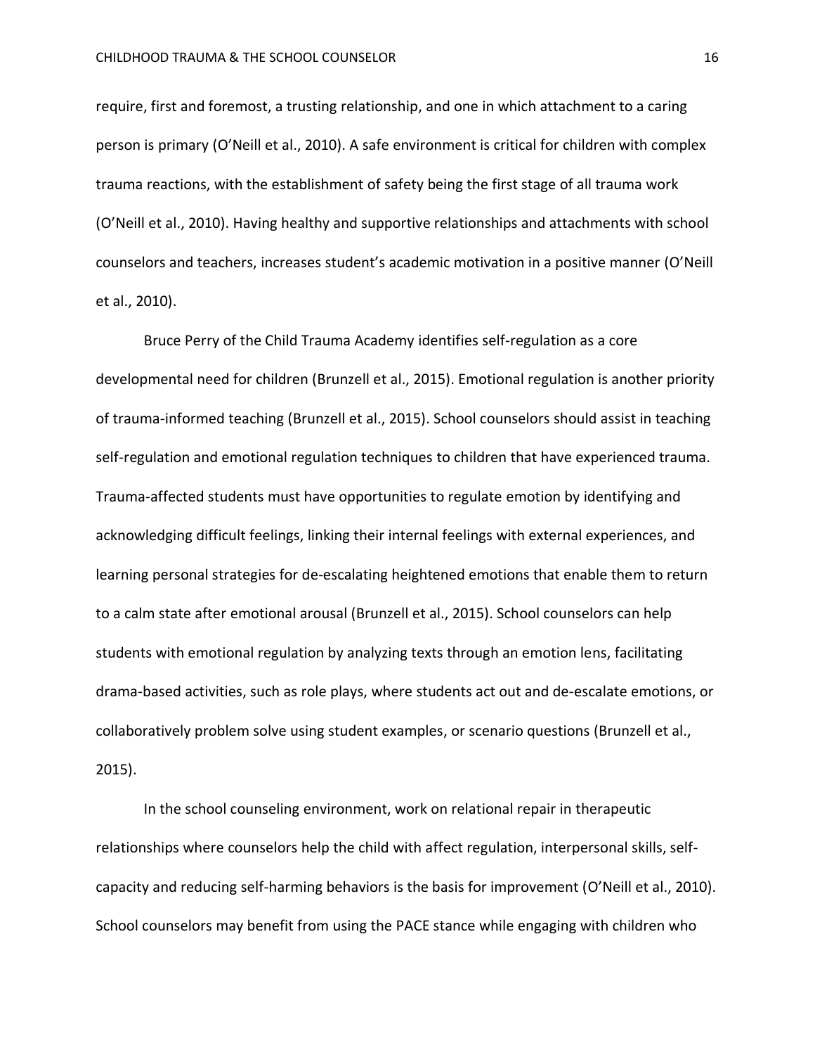require, first and foremost, a trusting relationship, and one in which attachment to a caring person is primary (O'Neill et al., 2010). A safe environment is critical for children with complex trauma reactions, with the establishment of safety being the first stage of all trauma work (O'Neill et al., 2010). Having healthy and supportive relationships and attachments with school counselors and teachers, increases student's academic motivation in a positive manner (O'Neill et al., 2010).

Bruce Perry of the Child Trauma Academy identifies self-regulation as a core developmental need for children (Brunzell et al., 2015). Emotional regulation is another priority of trauma-informed teaching (Brunzell et al., 2015). School counselors should assist in teaching self-regulation and emotional regulation techniques to children that have experienced trauma. Trauma-affected students must have opportunities to regulate emotion by identifying and acknowledging difficult feelings, linking their internal feelings with external experiences, and learning personal strategies for de-escalating heightened emotions that enable them to return to a calm state after emotional arousal (Brunzell et al., 2015). School counselors can help students with emotional regulation by analyzing texts through an emotion lens, facilitating drama-based activities, such as role plays, where students act out and de-escalate emotions, or collaboratively problem solve using student examples, or scenario questions (Brunzell et al., 2015).

In the school counseling environment, work on relational repair in therapeutic relationships where counselors help the child with affect regulation, interpersonal skills, self-capacity and reducing self-harming behaviors is the basis for improvement (O'Neill et al., 2010). School counselors may benefit from using the PACE stance while engaging with children who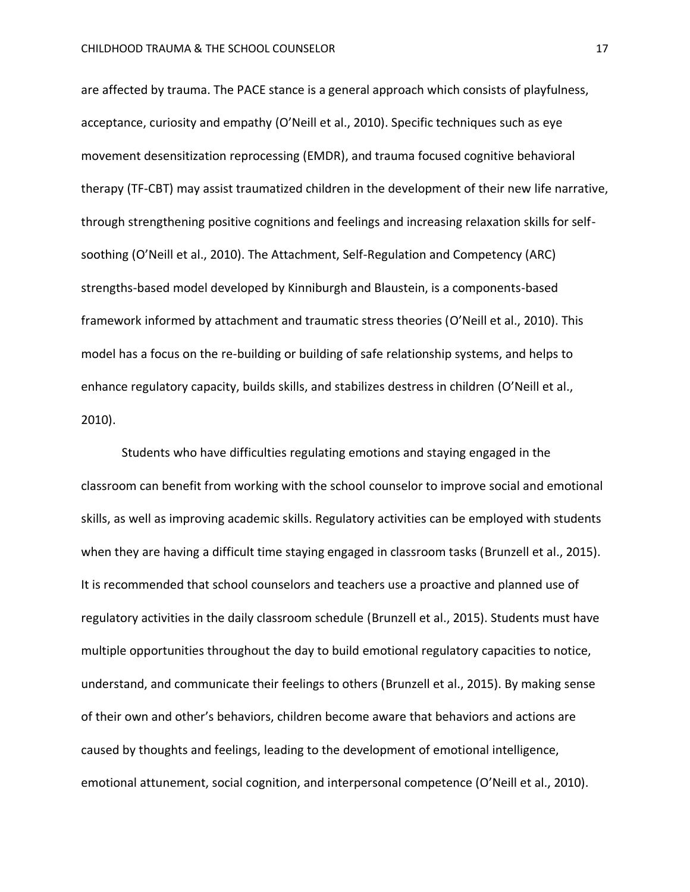are affected by trauma. The PACE stance is a general approach which consists of playfulness, acceptance, curiosity and empathy (O'Neill et al., 2010). Specific techniques such as eye movement desensitization reprocessing (EMDR), and trauma focused cognitive behavioral therapy (TF-CBT) may assist traumatized children in the development of their new life narrative, through strengthening positive cognitions and feelings and increasing relaxation skills for self-soothing (O'Neill et al., 2010). The Attachment, Self-Regulation and Competency (ARC) strengths-based model developed by Kinniburgh and Blaustein, is a components-based framework informed by attachment and traumatic stress theories (O'Neill et al., 2010). This model has a focus on the re-building or building of safe relationship systems, and helps to enhance regulatory capacity, builds skills, and stabilizes destress in children (O'Neill et al., 2010).

Students who have difficulties regulating emotions and staying engaged in the classroom can benefit from working with the school counselor to improve social and emotional skills, as well as improving academic skills. Regulatory activities can be employed with students when they are having a difficult time staying engaged in classroom tasks (Brunzell et al., 2015). It is recommended that school counselors and teachers use a proactive and planned use of regulatory activities in the daily classroom schedule (Brunzell et al., 2015). Students must have multiple opportunities throughout the day to build emotional regulatory capacities to notice, understand, and communicate their feelings to others (Brunzell et al., 2015). By making sense of their own and other's behaviors, children become aware that behaviors and actions are caused by thoughts and feelings, leading to the development of emotional intelligence, emotional attunement, social cognition, and interpersonal competence (O'Neill et al., 2010).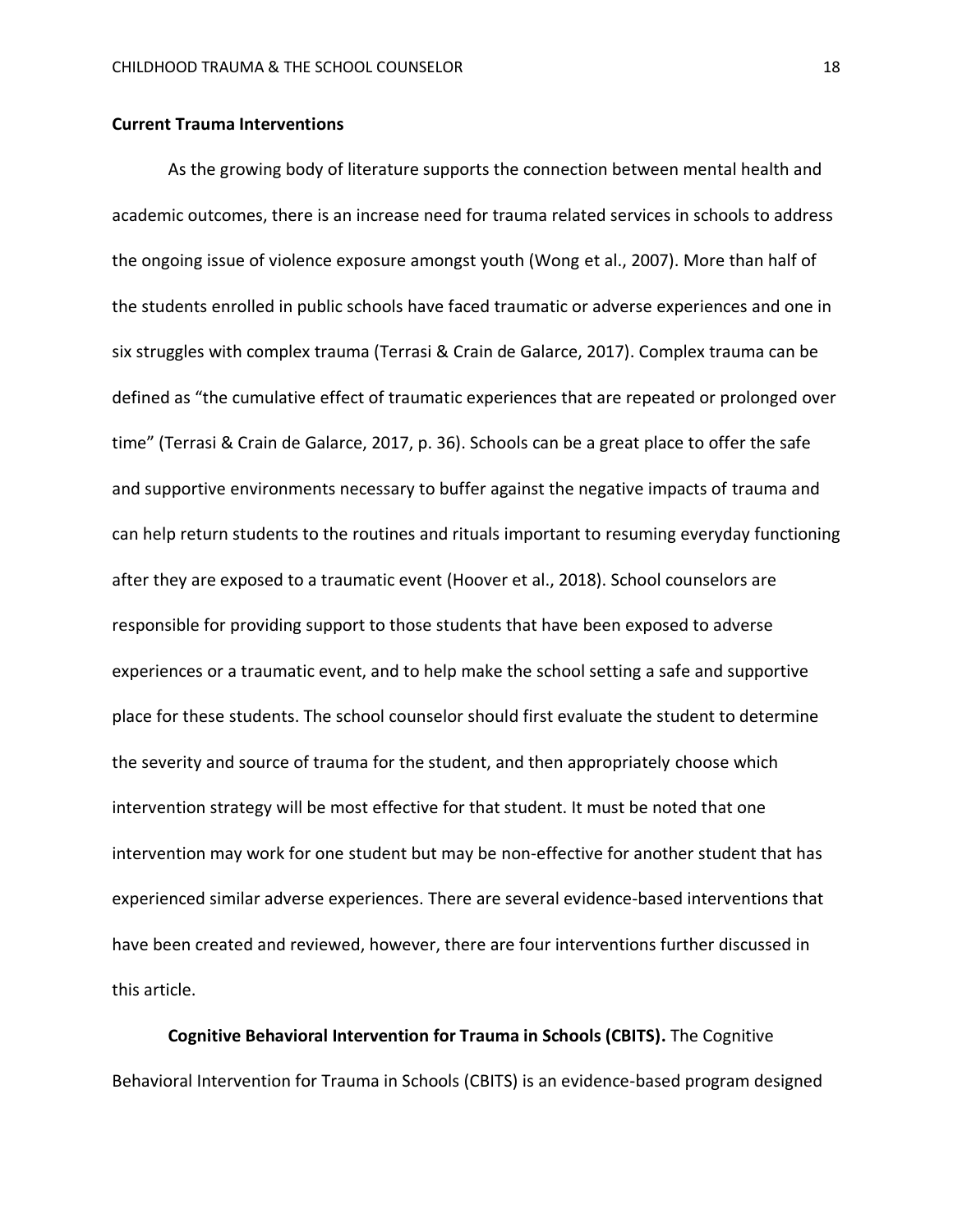## Current Trauma Interventions

As the growing body of literature supports the connection between mental health and academic outcomes, there is an increase need for trauma related services in schools to address the ongoing issue of violence exposure amongst youth (Wong et al., 2007). More than half of the students enrolled in public schools have faced traumatic or adverse experiences and one in six struggles with complex trauma (Terrasi & Crain de Galarce, 2017). Complex trauma can be defined as "the cumulative effect of traumatic experiences that are repeated or prolonged over time" (Terrasi & Crain de Galarce, 2017, p. 36). Schools can be a great place to offer the safe and supportive environments necessary to buffer against the negative impacts of trauma and can help return students to the routines and rituals important to resuming everyday functioning after they are exposed to a traumatic event (Hoover et al., 2018). School counselors are responsible for providing support to those students that have been exposed to adverse experiences or a traumatic event, and to help make the school setting a safe and supportive place for these students. The school counselor should first evaluate the student to determine the severity and source of trauma for the student, and then appropriately choose which intervention strategy will be most effective for that student. It must be noted that one intervention may work for one student but may be non-effective for another student that has experienced similar adverse experiences. There are several evidence-based interventions that have been created and reviewed, however, there are four interventions further discussed in this article.

**Cognitive Behavioral Intervention for Trauma in Schools (CBITS).** The Cognitive Behavioral Intervention for Trauma in Schools (CBITS) is an evidence-based program designed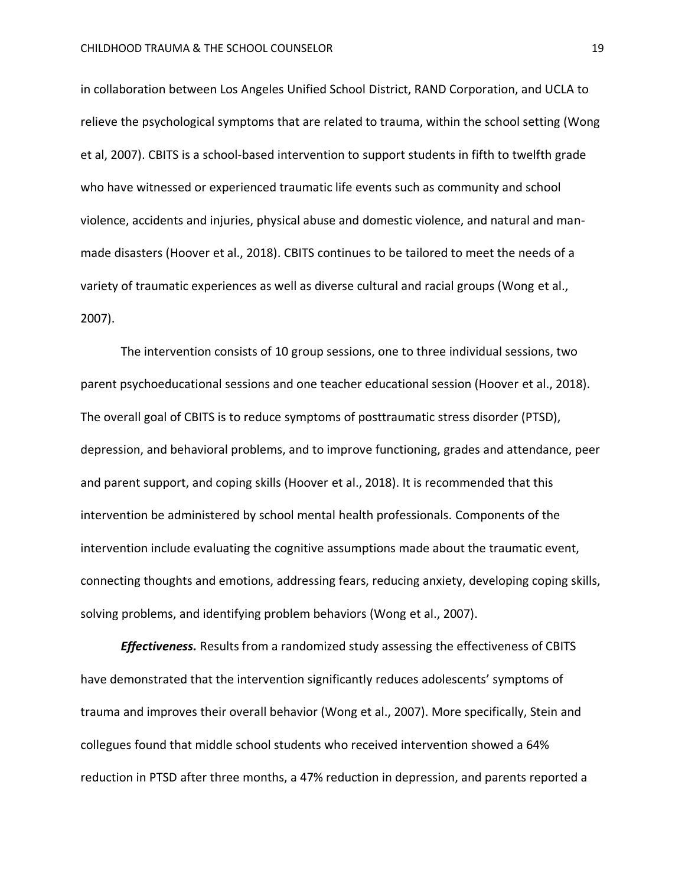in collaboration between Los Angeles Unified School District, RAND Corporation, and UCLA to relieve the psychological symptoms that are related to trauma, within the school setting (Wong et al, 2007). CBITS is a school-based intervention to support students in fifth to twelfth grade who have witnessed or experienced traumatic life events such as community and school violence, accidents and injuries, physical abuse and domestic violence, and natural and man-made disasters (Hoover et al., 2018). CBITS continues to be tailored to meet the needs of a variety of traumatic experiences as well as diverse cultural and racial groups (Wong et al., 2007).

The intervention consists of 10 group sessions, one to three individual sessions, two parent psychoeducational sessions and one teacher educational session (Hoover et al., 2018). The overall goal of CBITS is to reduce symptoms of posttraumatic stress disorder (PTSD), depression, and behavioral problems, and to improve functioning, grades and attendance, peer and parent support, and coping skills (Hoover et al., 2018). It is recommended that this intervention be administered by school mental health professionals. Components of the intervention include evaluating the cognitive assumptions made about the traumatic event, connecting thoughts and emotions, addressing fears, reducing anxiety, developing coping skills, solving problems, and identifying problem behaviors (Wong et al., 2007).

***Effectiveness.*** Results from a randomized study assessing the effectiveness of CBITS have demonstrated that the intervention significantly reduces adolescents' symptoms of trauma and improves their overall behavior (Wong et al., 2007). More specifically, Stein and collegues found that middle school students who received intervention showed a 64% reduction in PTSD after three months, a 47% reduction in depression, and parents reported a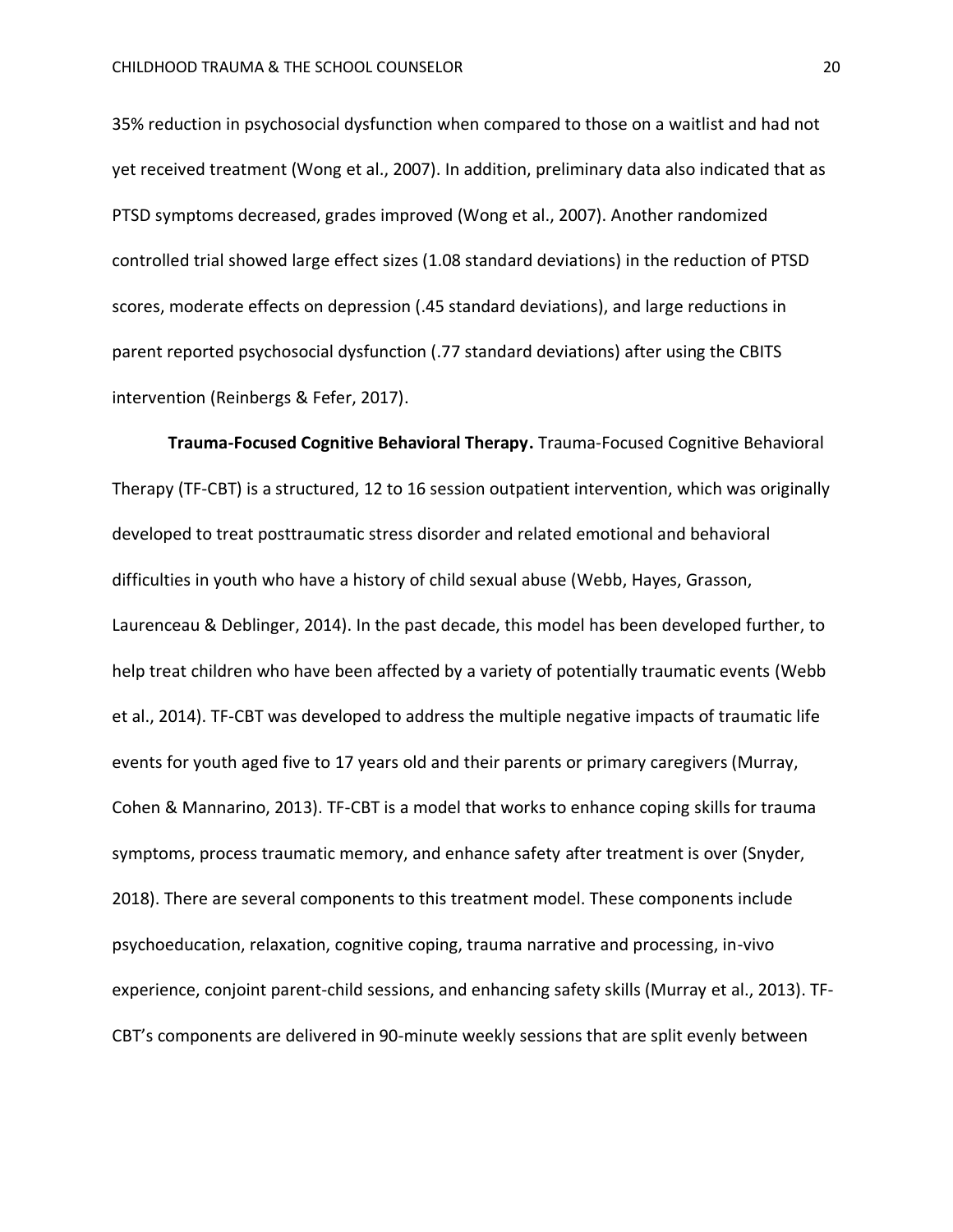35% reduction in psychosocial dysfunction when compared to those on a waitlist and had not yet received treatment (Wong et al., 2007). In addition, preliminary data also indicated that as PTSD symptoms decreased, grades improved (Wong et al., 2007). Another randomized controlled trial showed large effect sizes (1.08 standard deviations) in the reduction of PTSD scores, moderate effects on depression (.45 standard deviations), and large reductions in parent reported psychosocial dysfunction (.77 standard deviations) after using the CBITS intervention (Reinbergs & Fefer, 2017).

**Trauma-Focused Cognitive Behavioral Therapy.** Trauma-Focused Cognitive Behavioral Therapy (TF-CBT) is a structured, 12 to 16 session outpatient intervention, which was originally developed to treat posttraumatic stress disorder and related emotional and behavioral difficulties in youth who have a history of child sexual abuse (Webb, Hayes, Grasson, Laurenceau & Deblinger, 2014). In the past decade, this model has been developed further, to help treat children who have been affected by a variety of potentially traumatic events (Webb et al., 2014). TF-CBT was developed to address the multiple negative impacts of traumatic life events for youth aged five to 17 years old and their parents or primary caregivers (Murray, Cohen & Mannarino, 2013). TF-CBT is a model that works to enhance coping skills for trauma symptoms, process traumatic memory, and enhance safety after treatment is over (Snyder, 2018). There are several components to this treatment model. These components include psychoeducation, relaxation, cognitive coping, trauma narrative and processing, in-vivo experience, conjoint parent-child sessions, and enhancing safety skills (Murray et al., 2013). TF-CBT's components are delivered in 90-minute weekly sessions that are split evenly between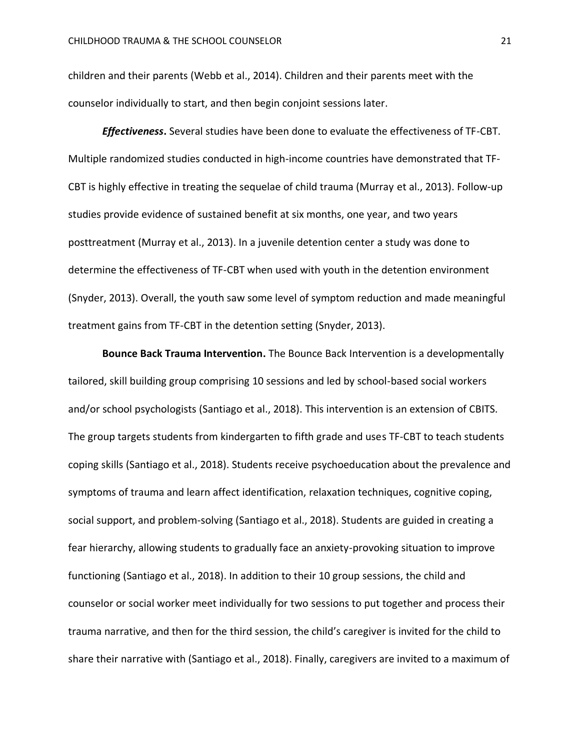children and their parents (Webb et al., 2014). Children and their parents meet with the counselor individually to start, and then begin conjoint sessions later.

***Effectiveness*.** Several studies have been done to evaluate the effectiveness of TF-CBT. Multiple randomized studies conducted in high-income countries have demonstrated that TF-CBT is highly effective in treating the sequelae of child trauma (Murray et al., 2013). Follow-up studies provide evidence of sustained benefit at six months, one year, and two years posttreatment (Murray et al., 2013). In a juvenile detention center a study was done to determine the effectiveness of TF-CBT when used with youth in the detention environment (Snyder, 2013). Overall, the youth saw some level of symptom reduction and made meaningful treatment gains from TF-CBT in the detention setting (Snyder, 2013).

**Bounce Back Trauma Intervention.** The Bounce Back Intervention is a developmentally tailored, skill building group comprising 10 sessions and led by school-based social workers and/or school psychologists (Santiago et al., 2018). This intervention is an extension of CBITS. The group targets students from kindergarten to fifth grade and uses TF-CBT to teach students coping skills (Santiago et al., 2018). Students receive psychoeducation about the prevalence and symptoms of trauma and learn affect identification, relaxation techniques, cognitive coping, social support, and problem-solving (Santiago et al., 2018). Students are guided in creating a fear hierarchy, allowing students to gradually face an anxiety-provoking situation to improve functioning (Santiago et al., 2018). In addition to their 10 group sessions, the child and counselor or social worker meet individually for two sessions to put together and process their trauma narrative, and then for the third session, the child's caregiver is invited for the child to share their narrative with (Santiago et al., 2018). Finally, caregivers are invited to a maximum of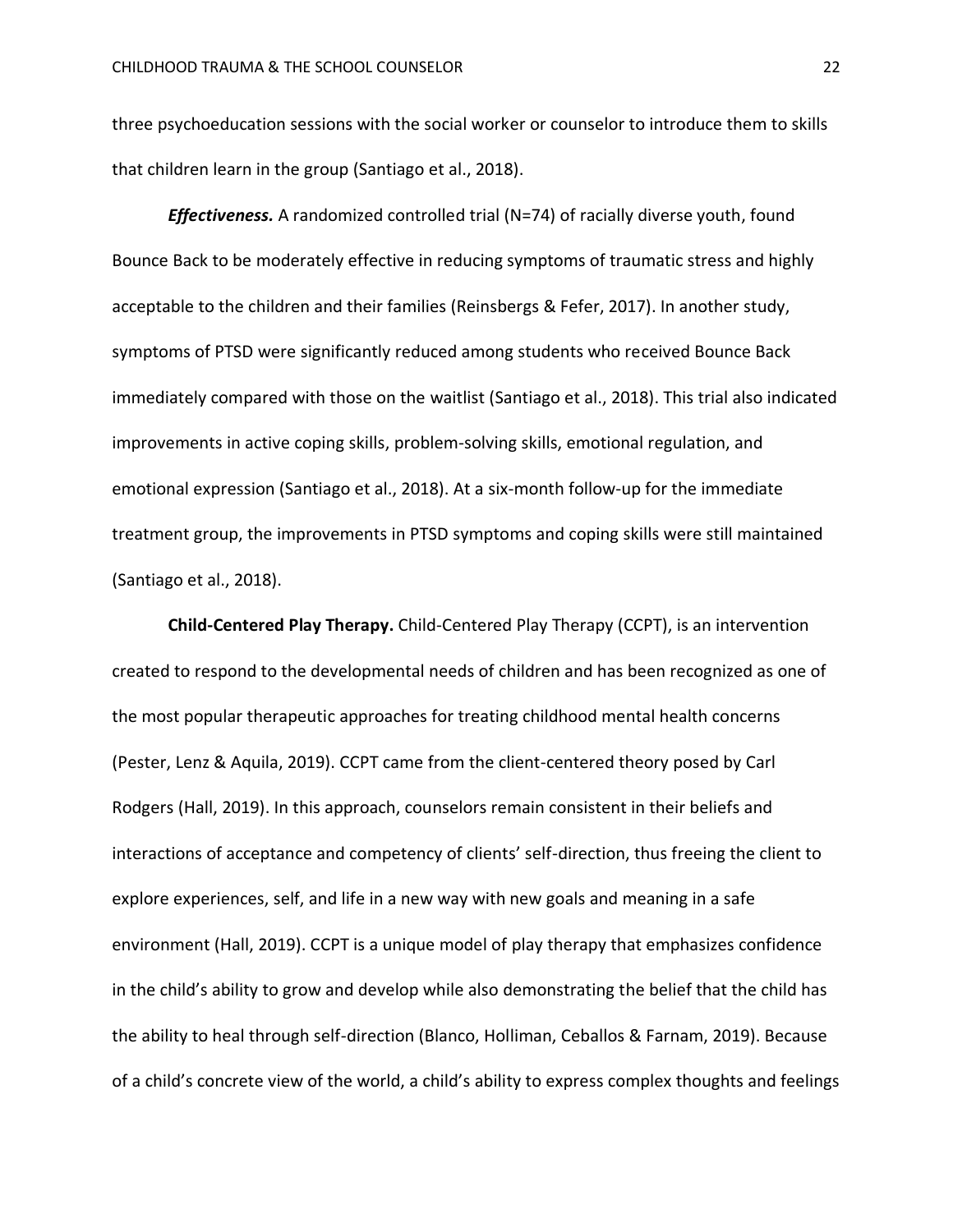three psychoeducation sessions with the social worker or counselor to introduce them to skills that children learn in the group (Santiago et al., 2018).

***Effectiveness.*** A randomized controlled trial (N=74) of racially diverse youth, found Bounce Back to be moderately effective in reducing symptoms of traumatic stress and highly acceptable to the children and their families (Reinsbergs & Fefer, 2017). In another study, symptoms of PTSD were significantly reduced among students who received Bounce Back immediately compared with those on the waitlist (Santiago et al., 2018). This trial also indicated improvements in active coping skills, problem-solving skills, emotional regulation, and emotional expression (Santiago et al., 2018). At a six-month follow-up for the immediate treatment group, the improvements in PTSD symptoms and coping skills were still maintained (Santiago et al., 2018).

**Child-Centered Play Therapy.** Child-Centered Play Therapy (CCPT), is an intervention created to respond to the developmental needs of children and has been recognized as one of the most popular therapeutic approaches for treating childhood mental health concerns (Pester, Lenz & Aquila, 2019). CCPT came from the client-centered theory posed by Carl Rodgers (Hall, 2019). In this approach, counselors remain consistent in their beliefs and interactions of acceptance and competency of clients' self-direction, thus freeing the client to explore experiences, self, and life in a new way with new goals and meaning in a safe environment (Hall, 2019). CCPT is a unique model of play therapy that emphasizes confidence in the child's ability to grow and develop while also demonstrating the belief that the child has the ability to heal through self-direction (Blanco, Holliman, Ceballos & Farnam, 2019). Because of a child's concrete view of the world, a child's ability to express complex thoughts and feelings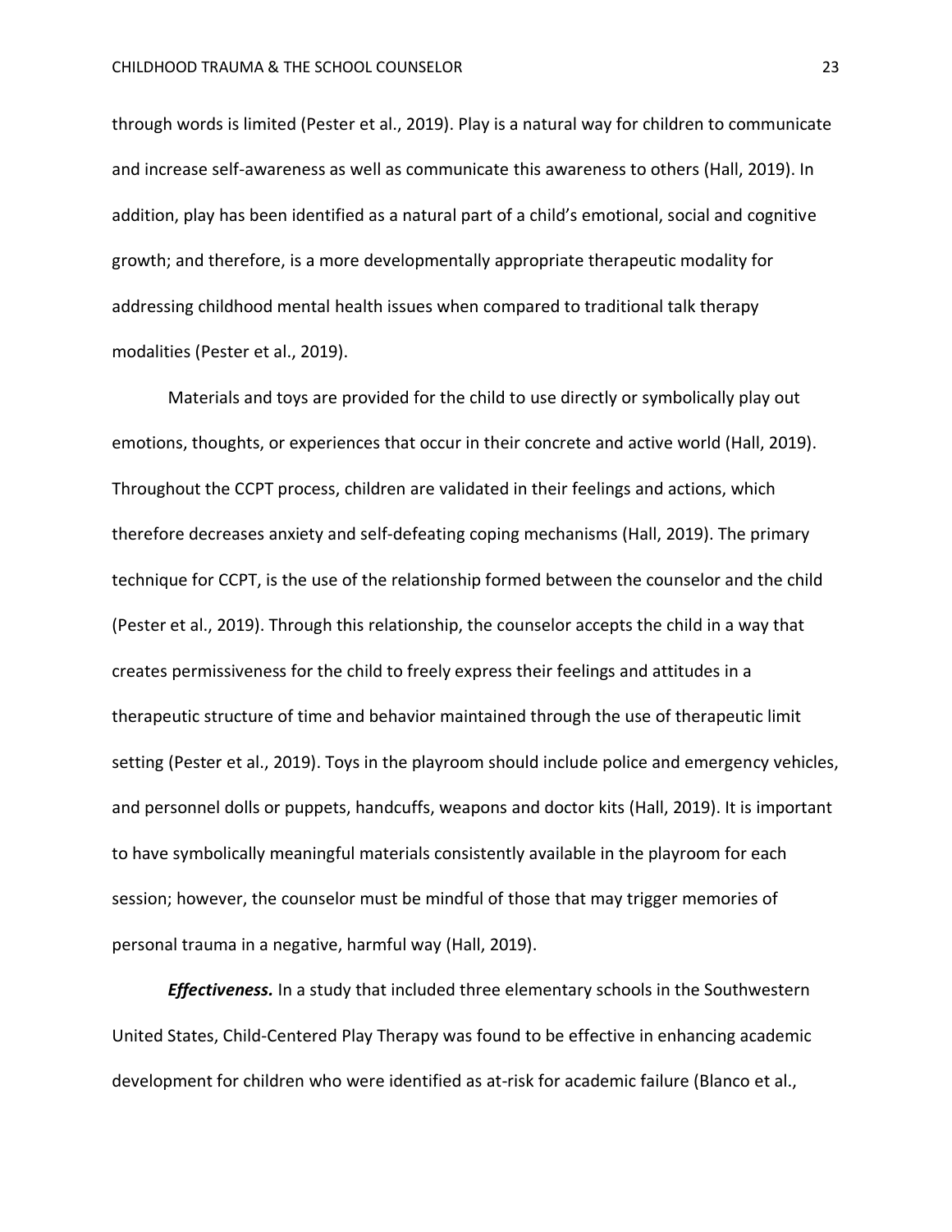through words is limited (Pester et al., 2019). Play is a natural way for children to communicate and increase self-awareness as well as communicate this awareness to others (Hall, 2019). In addition, play has been identified as a natural part of a child's emotional, social and cognitive growth; and therefore, is a more developmentally appropriate therapeutic modality for addressing childhood mental health issues when compared to traditional talk therapy modalities (Pester et al., 2019).

Materials and toys are provided for the child to use directly or symbolically play out emotions, thoughts, or experiences that occur in their concrete and active world (Hall, 2019). Throughout the CCPT process, children are validated in their feelings and actions, which therefore decreases anxiety and self-defeating coping mechanisms (Hall, 2019). The primary technique for CCPT, is the use of the relationship formed between the counselor and the child (Pester et al., 2019). Through this relationship, the counselor accepts the child in a way that creates permissiveness for the child to freely express their feelings and attitudes in a therapeutic structure of time and behavior maintained through the use of therapeutic limit setting (Pester et al., 2019). Toys in the playroom should include police and emergency vehicles, and personnel dolls or puppets, handcuffs, weapons and doctor kits (Hall, 2019). It is important to have symbolically meaningful materials consistently available in the playroom for each session; however, the counselor must be mindful of those that may trigger memories of personal trauma in a negative, harmful way (Hall, 2019).

***Effectiveness.*** In a study that included three elementary schools in the Southwestern United States, Child-Centered Play Therapy was found to be effective in enhancing academic development for children who were identified as at-risk for academic failure (Blanco et al.,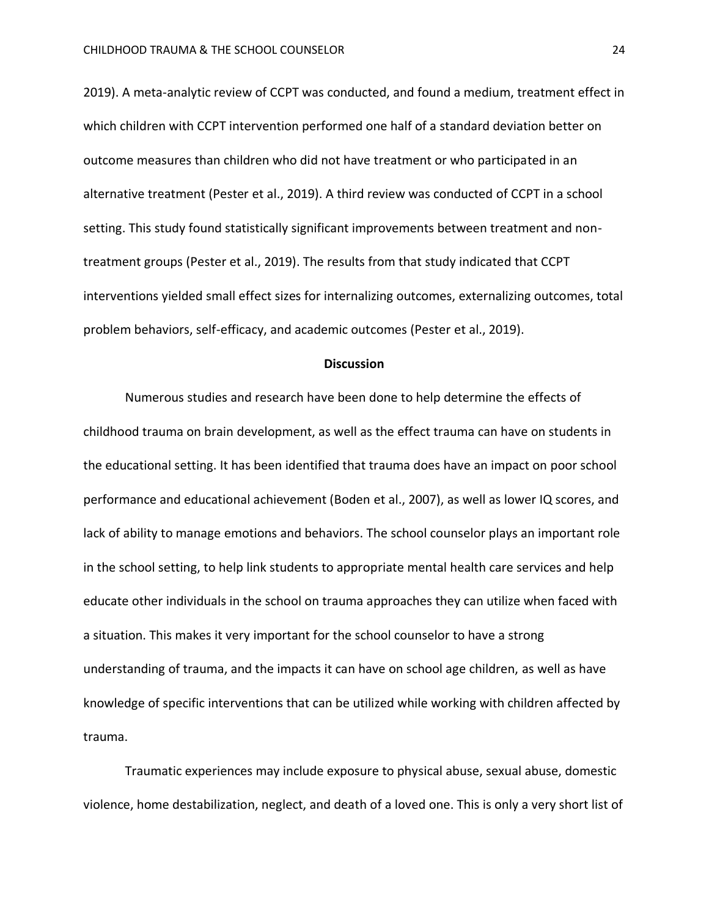2019). A meta-analytic review of CCPT was conducted, and found a medium, treatment effect in which children with CCPT intervention performed one half of a standard deviation better on outcome measures than children who did not have treatment or who participated in an alternative treatment (Pester et al., 2019). A third review was conducted of CCPT in a school setting. This study found statistically significant improvements between treatment and non-treatment groups (Pester et al., 2019). The results from that study indicated that CCPT interventions yielded small effect sizes for internalizing outcomes, externalizing outcomes, total problem behaviors, self-efficacy, and academic outcomes (Pester et al., 2019).

## Discussion

Numerous studies and research have been done to help determine the effects of childhood trauma on brain development, as well as the effect trauma can have on students in the educational setting. It has been identified that trauma does have an impact on poor school performance and educational achievement (Boden et al., 2007), as well as lower IQ scores, and lack of ability to manage emotions and behaviors. The school counselor plays an important role in the school setting, to help link students to appropriate mental health care services and help educate other individuals in the school on trauma approaches they can utilize when faced with a situation. This makes it very important for the school counselor to have a strong understanding of trauma, and the impacts it can have on school age children, as well as have knowledge of specific interventions that can be utilized while working with children affected by trauma.

Traumatic experiences may include exposure to physical abuse, sexual abuse, domestic violence, home destabilization, neglect, and death of a loved one. This is only a very short list of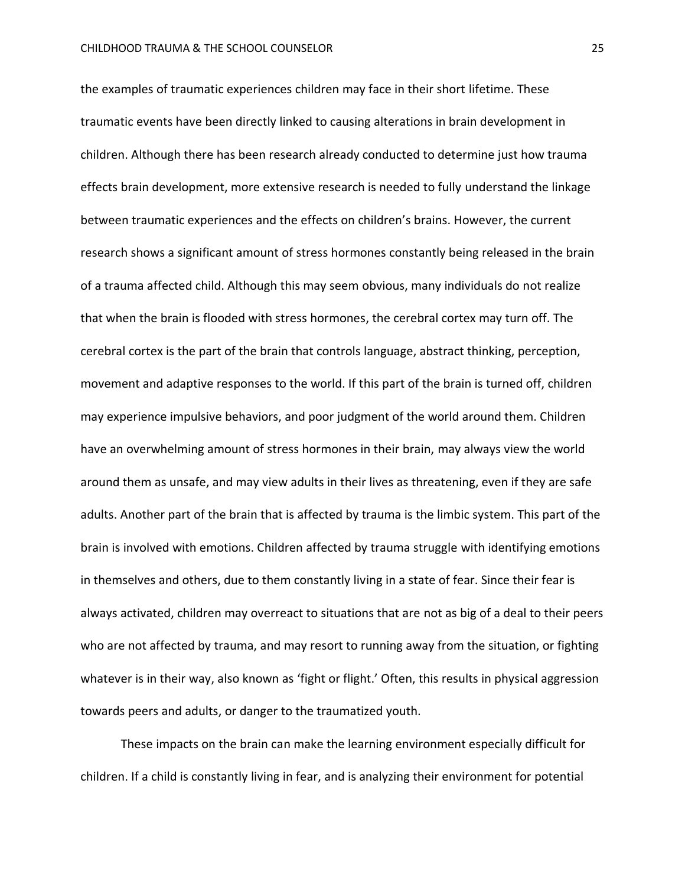the examples of traumatic experiences children may face in their short lifetime. These traumatic events have been directly linked to causing alterations in brain development in children. Although there has been research already conducted to determine just how trauma effects brain development, more extensive research is needed to fully understand the linkage between traumatic experiences and the effects on children's brains. However, the current research shows a significant amount of stress hormones constantly being released in the brain of a trauma affected child. Although this may seem obvious, many individuals do not realize that when the brain is flooded with stress hormones, the cerebral cortex may turn off. The cerebral cortex is the part of the brain that controls language, abstract thinking, perception, movement and adaptive responses to the world. If this part of the brain is turned off, children may experience impulsive behaviors, and poor judgment of the world around them. Children have an overwhelming amount of stress hormones in their brain, may always view the world around them as unsafe, and may view adults in their lives as threatening, even if they are safe adults. Another part of the brain that is affected by trauma is the limbic system. This part of the brain is involved with emotions. Children affected by trauma struggle with identifying emotions in themselves and others, due to them constantly living in a state of fear. Since their fear is always activated, children may overreact to situations that are not as big of a deal to their peers who are not affected by trauma, and may resort to running away from the situation, or fighting whatever is in their way, also known as 'fight or flight.' Often, this results in physical aggression towards peers and adults, or danger to the traumatized youth.

These impacts on the brain can make the learning environment especially difficult for children. If a child is constantly living in fear, and is analyzing their environment for potential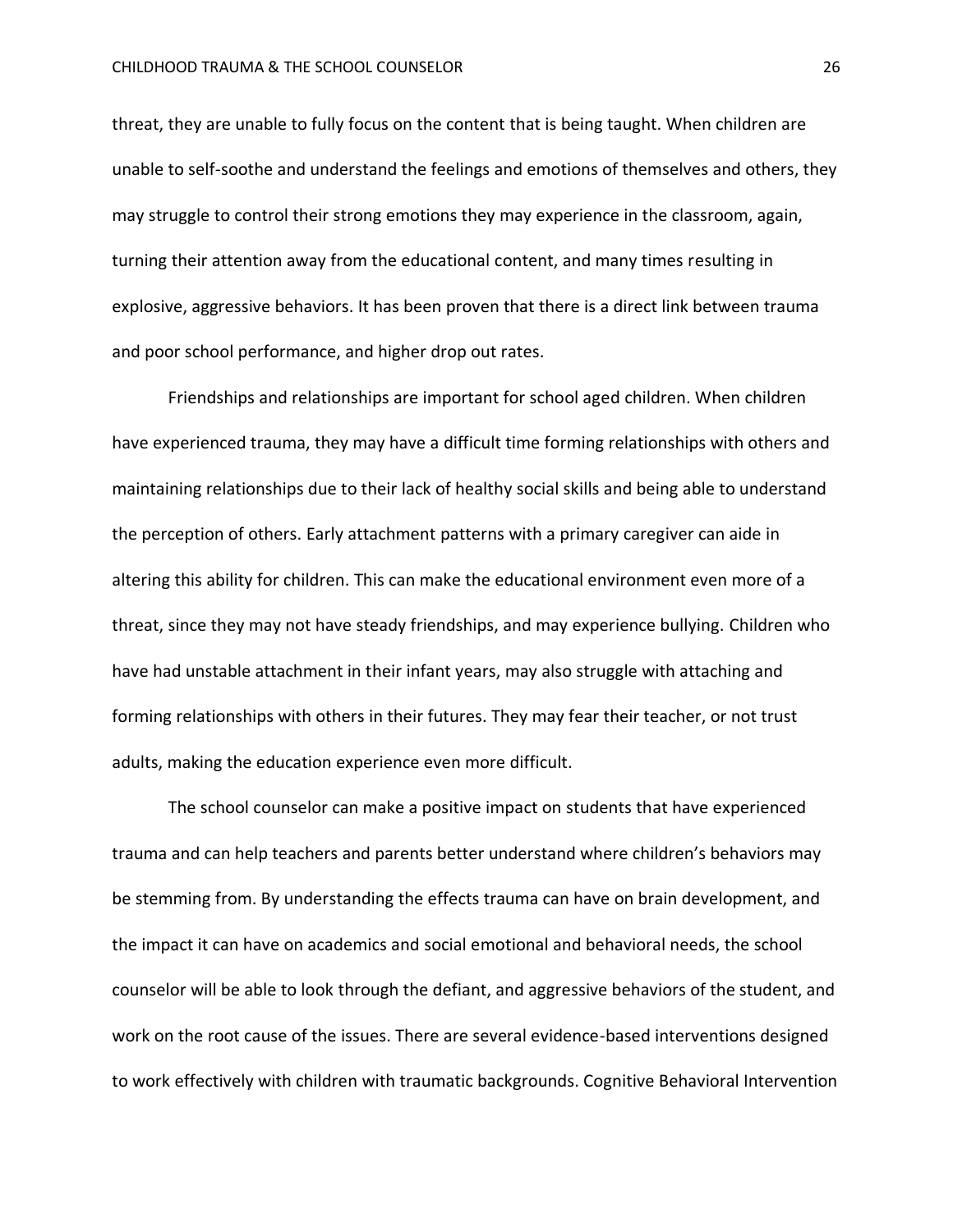threat, they are unable to fully focus on the content that is being taught. When children are unable to self-soothe and understand the feelings and emotions of themselves and others, they may struggle to control their strong emotions they may experience in the classroom, again, turning their attention away from the educational content, and many times resulting in explosive, aggressive behaviors. It has been proven that there is a direct link between trauma and poor school performance, and higher drop out rates.

Friendships and relationships are important for school aged children. When children have experienced trauma, they may have a difficult time forming relationships with others and maintaining relationships due to their lack of healthy social skills and being able to understand the perception of others. Early attachment patterns with a primary caregiver can aide in altering this ability for children. This can make the educational environment even more of a threat, since they may not have steady friendships, and may experience bullying. Children who have had unstable attachment in their infant years, may also struggle with attaching and forming relationships with others in their futures. They may fear their teacher, or not trust adults, making the education experience even more difficult.

The school counselor can make a positive impact on students that have experienced trauma and can help teachers and parents better understand where children's behaviors may be stemming from. By understanding the effects trauma can have on brain development, and the impact it can have on academics and social emotional and behavioral needs, the school counselor will be able to look through the defiant, and aggressive behaviors of the student, and work on the root cause of the issues. There are several evidence-based interventions designed to work effectively with children with traumatic backgrounds. Cognitive Behavioral Intervention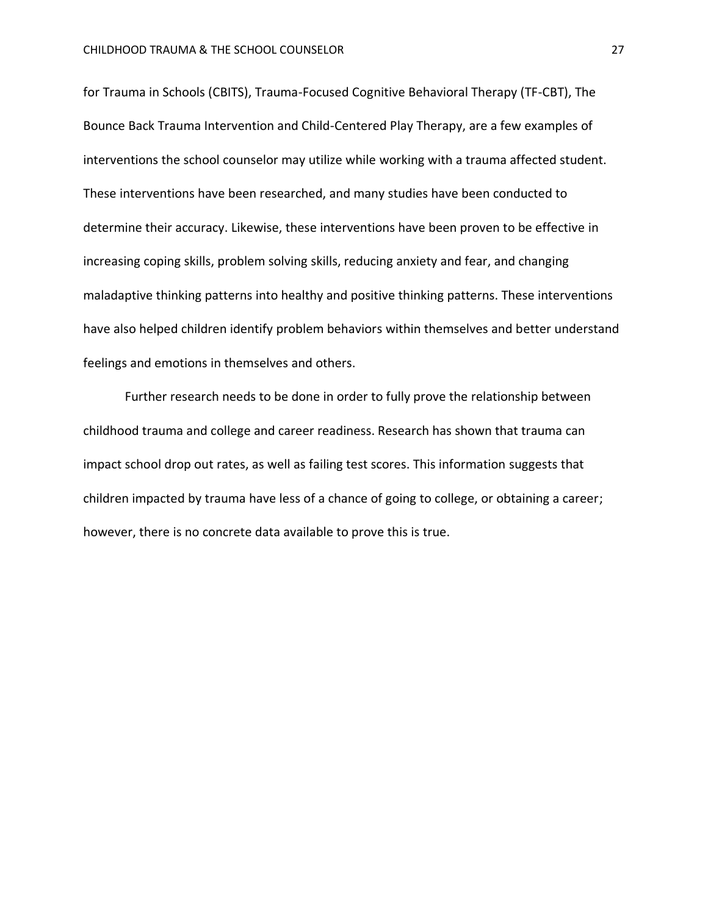for Trauma in Schools (CBITS), Trauma-Focused Cognitive Behavioral Therapy (TF-CBT), The Bounce Back Trauma Intervention and Child-Centered Play Therapy, are a few examples of interventions the school counselor may utilize while working with a trauma affected student. These interventions have been researched, and many studies have been conducted to determine their accuracy. Likewise, these interventions have been proven to be effective in increasing coping skills, problem solving skills, reducing anxiety and fear, and changing maladaptive thinking patterns into healthy and positive thinking patterns. These interventions have also helped children identify problem behaviors within themselves and better understand feelings and emotions in themselves and others.

Further research needs to be done in order to fully prove the relationship between childhood trauma and college and career readiness. Research has shown that trauma can impact school drop out rates, as well as failing test scores. This information suggests that children impacted by trauma have less of a chance of going to college, or obtaining a career; however, there is no concrete data available to prove this is true.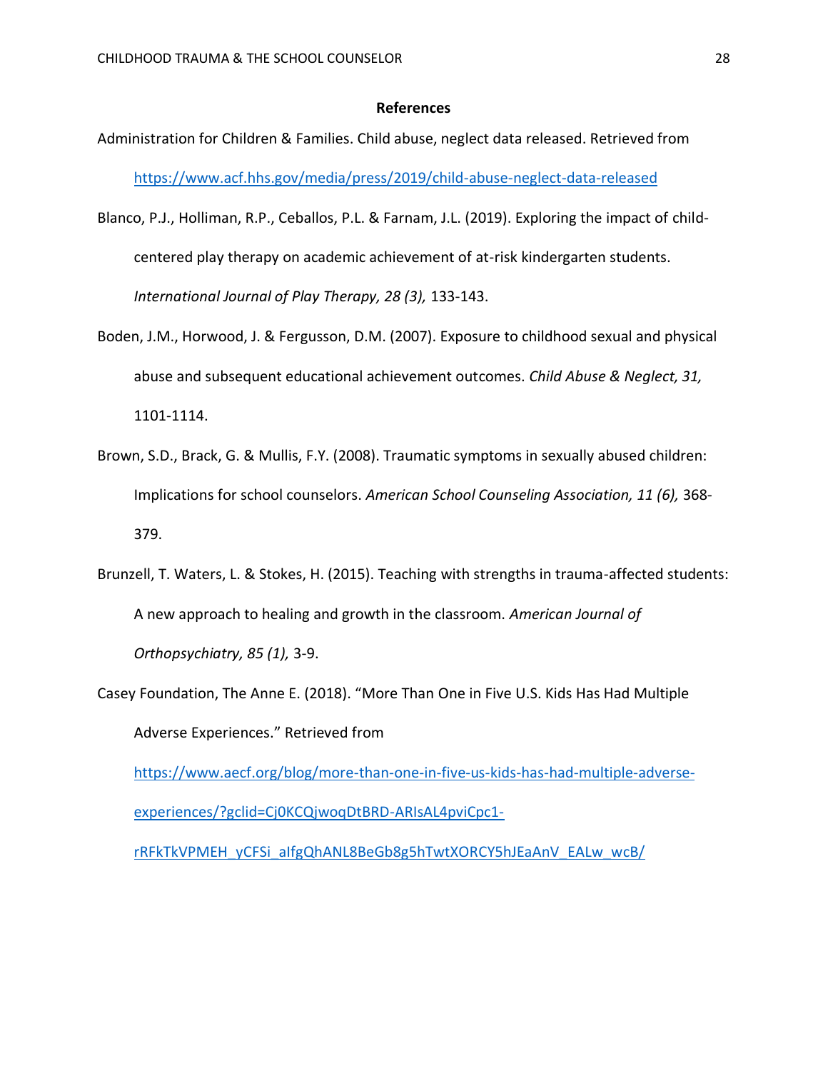**References**

Administration for Children & Families. Child abuse, neglect data released. Retrieved from https://www.acf.hhs.gov/media/press/2019/child-abuse-neglect-data-released

Blanco, P.J., Holliman, R.P., Ceballos, P.L. & Farnam, J.L. (2019). Exploring the impact of child-centered play therapy on academic achievement of at-risk kindergarten students. *International Journal of Play Therapy, 28 (3),* 133-143.

Boden, J.M., Horwood, J. & Fergusson, D.M. (2007). Exposure to childhood sexual and physical abuse and subsequent educational achievement outcomes. *Child Abuse & Neglect, 31,* 1101-1114.

Brown, S.D., Brack, G. & Mullis, F.Y. (2008). Traumatic symptoms in sexually abused children: Implications for school counselors. *American School Counseling Association, 11 (6),* 368-379.

Brunzell, T. Waters, L. & Stokes, H. (2015). Teaching with strengths in trauma-affected students: A new approach to healing and growth in the classroom. *American Journal of Orthopsychiatry, 85 (1),* 3-9.

Casey Foundation, The Anne E. (2018). "More Than One in Five U.S. Kids Has Had Multiple Adverse Experiences." Retrieved from https://www.aecf.org/blog/more-than-one-in-five-us-kids-has-had-multiple-adverse-experiences/?gclid=Cj0KCQjwoqDtBRD-ARIsAL4pviCpc1-rRFkTkVPMEH_yCFSi_aIfgQhANL8BeGb8g5hTwtXORCY5hJEaAnV_EALw_wcB/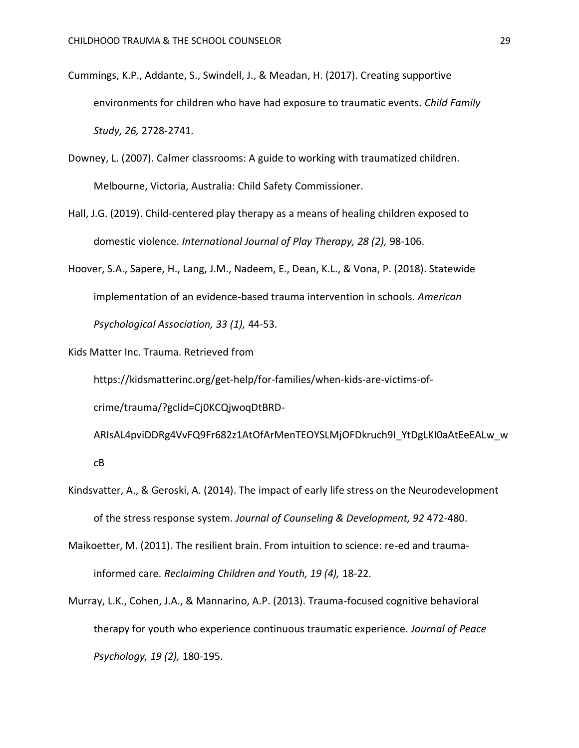Cummings, K.P., Addante, S., Swindell, J., & Meadan, H. (2017). Creating supportive environments for children who have had exposure to traumatic events. *Child Family Study, 26,* 2728-2741.

Downey, L. (2007). Calmer classrooms: A guide to working with traumatized children. Melbourne, Victoria, Australia: Child Safety Commissioner.

Hall, J.G. (2019). Child-centered play therapy as a means of healing children exposed to domestic violence. *International Journal of Play Therapy, 28 (2),* 98-106.

Hoover, S.A., Sapere, H., Lang, J.M., Nadeem, E., Dean, K.L., & Vona, P. (2018). Statewide implementation of an evidence-based trauma intervention in schools. *American Psychological Association, 33 (1),* 44-53.

Kids Matter Inc. Trauma. Retrieved from https://kidsmatterinc.org/get-help/for-families/when-kids-are-victims-of-crime/trauma/?gclid=Cj0KCQjwoqDtBRD-ARIsAL4pviDDRg4VvFQ9Fr682z1AtOfArMenTEOYSLMjOFDkruch9I_YtDgLKI0aAtEeEALw_wcB

Kindsvatter, A., & Geroski, A. (2014). The impact of early life stress on the Neurodevelopment of the stress response system. *Journal of Counseling & Development, 92* 472-480.

Maikoetter, M. (2011). The resilient brain. From intuition to science: re-ed and trauma-informed care. *Reclaiming Children and Youth, 19 (4),* 18-22.

Murray, L.K., Cohen, J.A., & Mannarino, A.P. (2013). Trauma-focused cognitive behavioral therapy for youth who experience continuous traumatic experience. *Journal of Peace Psychology, 19 (2),* 180-195.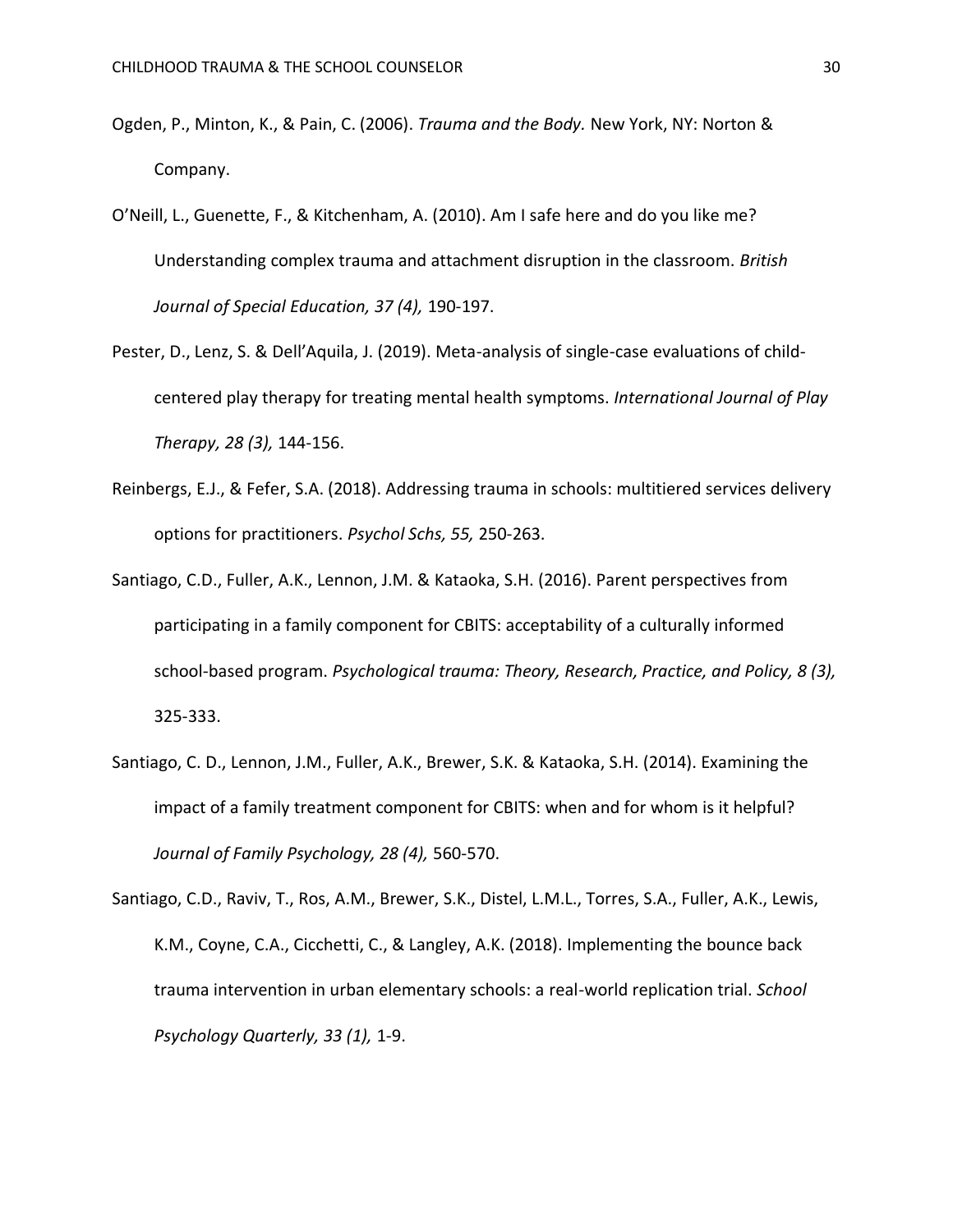Ogden, P., Minton, K., & Pain, C. (2006). *Trauma and the Body.* New York, NY: Norton & Company.

O'Neill, L., Guenette, F., & Kitchenham, A. (2010). Am I safe here and do you like me? Understanding complex trauma and attachment disruption in the classroom. *British Journal of Special Education, 37 (4),* 190-197.

Pester, D., Lenz, S. & Dell'Aquila, J. (2019). Meta-analysis of single-case evaluations of child-centered play therapy for treating mental health symptoms. *International Journal of Play Therapy, 28 (3),* 144-156.

Reinbergs, E.J., & Fefer, S.A. (2018). Addressing trauma in schools: multitiered services delivery options for practitioners. *Psychol Schs, 55,* 250-263.

Santiago, C.D., Fuller, A.K., Lennon, J.M. & Kataoka, S.H. (2016). Parent perspectives from participating in a family component for CBITS: acceptability of a culturally informed school-based program. *Psychological trauma: Theory, Research, Practice, and Policy, 8 (3),* 325-333.

Santiago, C. D., Lennon, J.M., Fuller, A.K., Brewer, S.K. & Kataoka, S.H. (2014). Examining the impact of a family treatment component for CBITS: when and for whom is it helpful? *Journal of Family Psychology, 28 (4),* 560-570.

Santiago, C.D., Raviv, T., Ros, A.M., Brewer, S.K., Distel, L.M.L., Torres, S.A., Fuller, A.K., Lewis, K.M., Coyne, C.A., Cicchetti, C., & Langley, A.K. (2018). Implementing the bounce back trauma intervention in urban elementary schools: a real-world replication trial. *School Psychology Quarterly, 33 (1),* 1-9.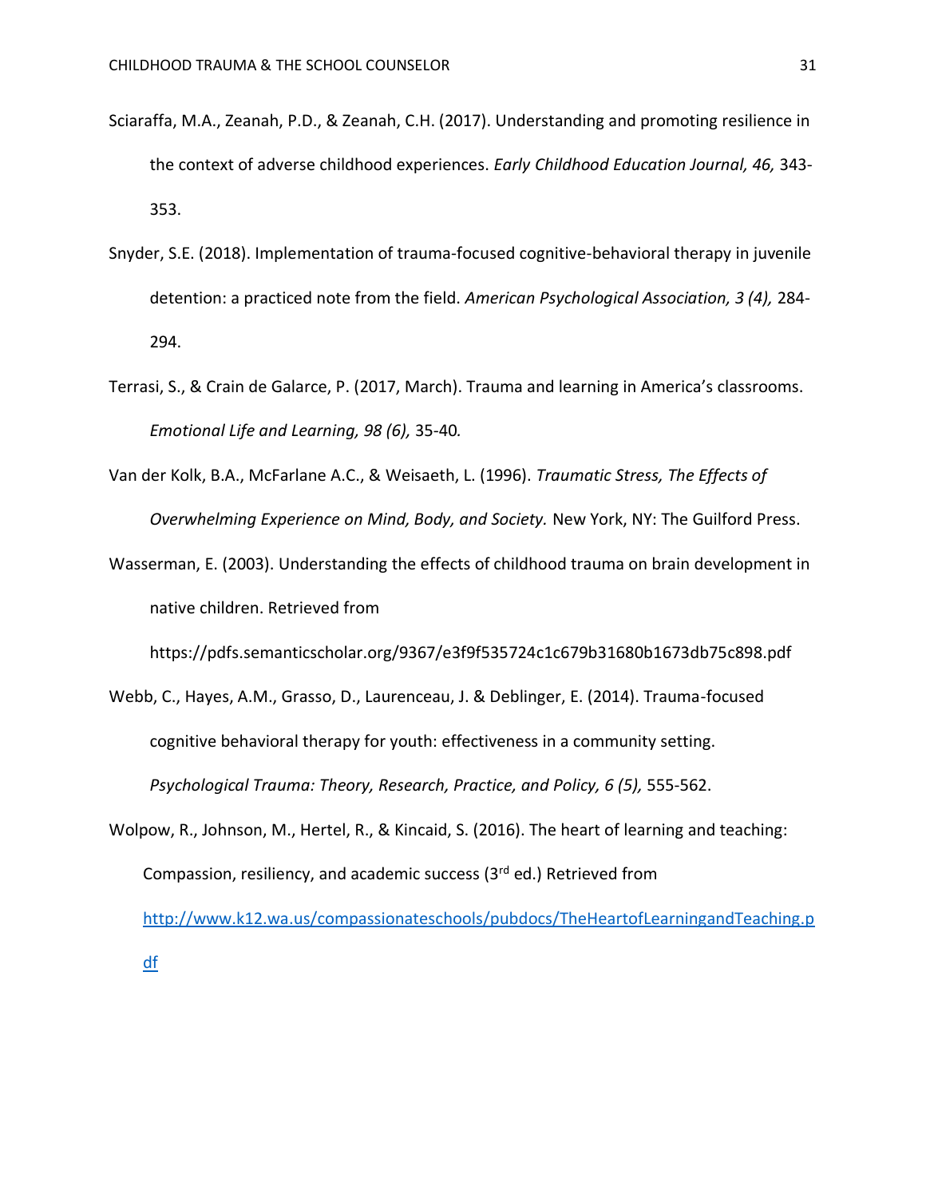Sciaraffa, M.A., Zeanah, P.D., & Zeanah, C.H. (2017). Understanding and promoting resilience in the context of adverse childhood experiences. *Early Childhood Education Journal, 46,* 343-353.

Snyder, S.E. (2018). Implementation of trauma-focused cognitive-behavioral therapy in juvenile detention: a practiced note from the field. *American Psychological Association, 3 (4),* 284-294.

Terrasi, S., & Crain de Galarce, P. (2017, March). Trauma and learning in America's classrooms. *Emotional Life and Learning, 98 (6),* 35-40*.*

Van der Kolk, B.A., McFarlane A.C., & Weisaeth, L. (1996). *Traumatic Stress, The Effects of Overwhelming Experience on Mind, Body, and Society.* New York, NY: The Guilford Press.

Wasserman, E. (2003). Understanding the effects of childhood trauma on brain development in native children. Retrieved from https://pdfs.semanticscholar.org/9367/e3f9f535724c1c679b31680b1673db75c898.pdf

Webb, C., Hayes, A.M., Grasso, D., Laurenceau, J. & Deblinger, E. (2014). Trauma-focused cognitive behavioral therapy for youth: effectiveness in a community setting. *Psychological Trauma: Theory, Research, Practice, and Policy, 6 (5),* 555-562.

Wolpow, R., Johnson, M., Hertel, R., & Kincaid, S. (2016). The heart of learning and teaching: Compassion, resiliency, and academic success (3rd ed.) Retrieved from http://www.k12.wa.us/compassionateschools/pubdocs/TheHeartofLearningandTeaching.pdf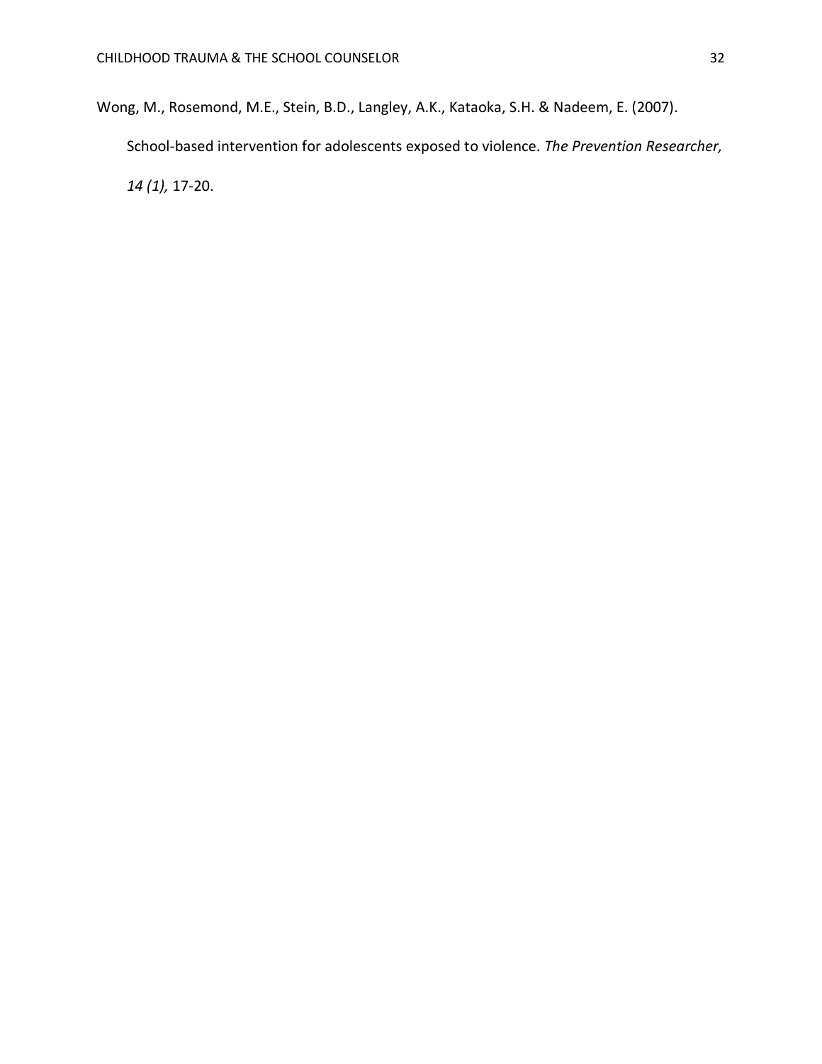Wong, M., Rosemond, M.E., Stein, B.D., Langley, A.K., Kataoka, S.H. & Nadeem, E. (2007). School-based intervention for adolescents exposed to violence. *The Prevention Researcher, 14 (1),* 17-20.